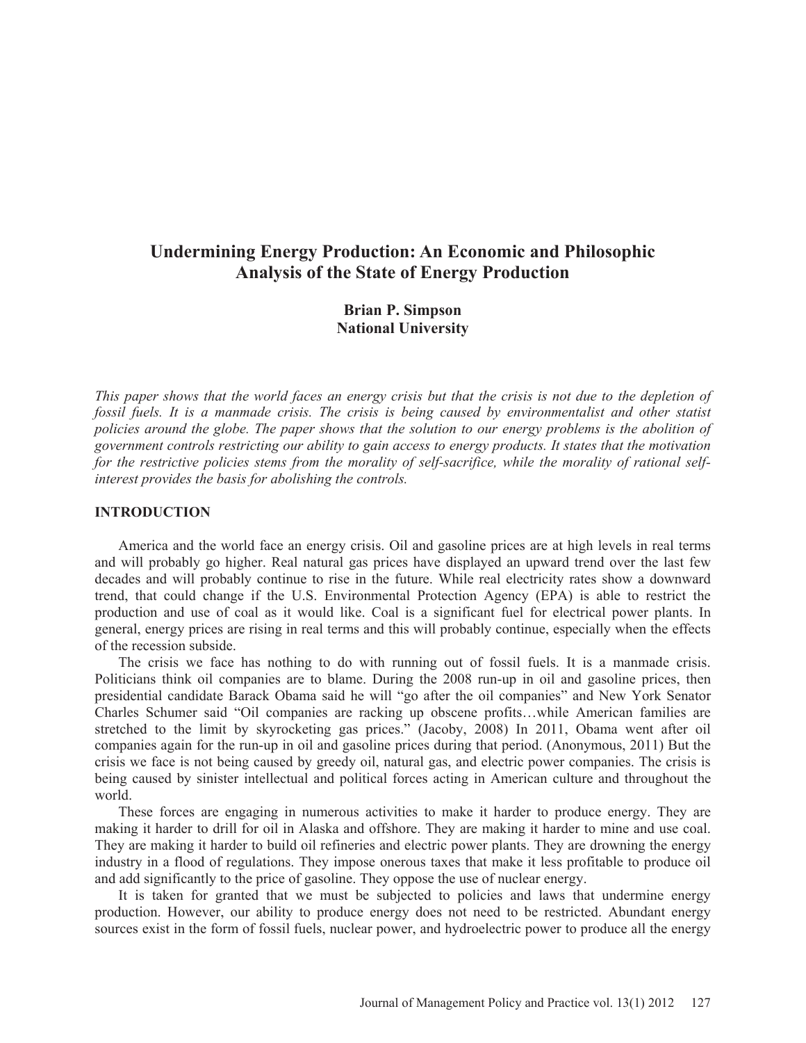# Undermining Energy Production: An Economic and Philosophic Analysis of the State of Energy Production

**Brian P. Simpson**
**National University**

*This paper shows that the world faces an energy crisis but that the crisis is not due to the depletion of fossil fuels. It is a manmade crisis. The crisis is being caused by environmentalist and other statist policies around the globe. The paper shows that the solution to our energy problems is the abolition of government controls restricting our ability to gain access to energy products. It states that the motivation for the restrictive policies stems from the morality of self-sacrifice, while the morality of rational self-interest provides the basis for abolishing the controls.*

## INTRODUCTION

America and the world face an energy crisis. Oil and gasoline prices are at high levels in real terms and will probably go higher. Real natural gas prices have displayed an upward trend over the last few decades and will probably continue to rise in the future. While real electricity rates show a downward trend, that could change if the U.S. Environmental Protection Agency (EPA) is able to restrict the production and use of coal as it would like. Coal is a significant fuel for electrical power plants. In general, energy prices are rising in real terms and this will probably continue, especially when the effects of the recession subside.

The crisis we face has nothing to do with running out of fossil fuels. It is a manmade crisis. Politicians think oil companies are to blame. During the 2008 run-up in oil and gasoline prices, then presidential candidate Barack Obama said he will "go after the oil companies" and New York Senator Charles Schumer said "Oil companies are racking up obscene profits…while American families are stretched to the limit by skyrocketing gas prices." (Jacoby, 2008) In 2011, Obama went after oil companies again for the run-up in oil and gasoline prices during that period. (Anonymous, 2011) But the crisis we face is not being caused by greedy oil, natural gas, and electric power companies. The crisis is being caused by sinister intellectual and political forces acting in American culture and throughout the world.

These forces are engaging in numerous activities to make it harder to produce energy. They are making it harder to drill for oil in Alaska and offshore. They are making it harder to mine and use coal. They are making it harder to build oil refineries and electric power plants. They are drowning the energy industry in a flood of regulations. They impose onerous taxes that make it less profitable to produce oil and add significantly to the price of gasoline. They oppose the use of nuclear energy.

It is taken for granted that we must be subjected to policies and laws that undermine energy production. However, our ability to produce energy does not need to be restricted. Abundant energy sources exist in the form of fossil fuels, nuclear power, and hydroelectric power to produce all the energy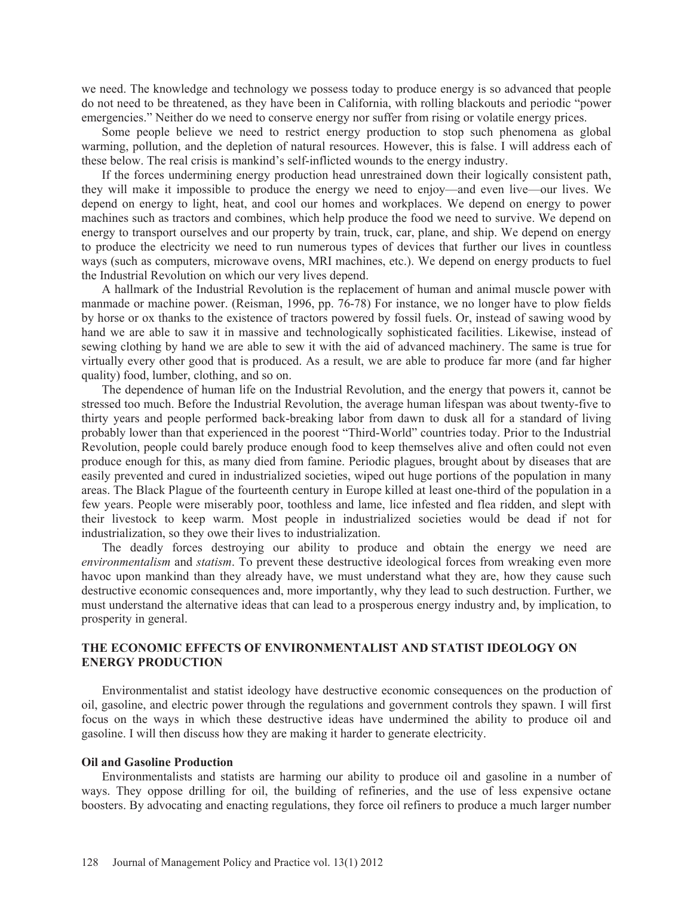we need. The knowledge and technology we possess today to produce energy is so advanced that people do not need to be threatened, as they have been in California, with rolling blackouts and periodic "power emergencies." Neither do we need to conserve energy nor suffer from rising or volatile energy prices.

Some people believe we need to restrict energy production to stop such phenomena as global warming, pollution, and the depletion of natural resources. However, this is false. I will address each of these below. The real crisis is mankind's self-inflicted wounds to the energy industry.

If the forces undermining energy production head unrestrained down their logically consistent path, they will make it impossible to produce the energy we need to enjoy—and even live—our lives. We depend on energy to light, heat, and cool our homes and workplaces. We depend on energy to power machines such as tractors and combines, which help produce the food we need to survive. We depend on energy to transport ourselves and our property by train, truck, car, plane, and ship. We depend on energy to produce the electricity we need to run numerous types of devices that further our lives in countless ways (such as computers, microwave ovens, MRI machines, etc.). We depend on energy products to fuel the Industrial Revolution on which our very lives depend.

A hallmark of the Industrial Revolution is the replacement of human and animal muscle power with manmade or machine power. (Reisman, 1996, pp. 76-78) For instance, we no longer have to plow fields by horse or ox thanks to the existence of tractors powered by fossil fuels. Or, instead of sawing wood by hand we are able to saw it in massive and technologically sophisticated facilities. Likewise, instead of sewing clothing by hand we are able to sew it with the aid of advanced machinery. The same is true for virtually every other good that is produced. As a result, we are able to produce far more (and far higher quality) food, lumber, clothing, and so on.

The dependence of human life on the Industrial Revolution, and the energy that powers it, cannot be stressed too much. Before the Industrial Revolution, the average human lifespan was about twenty-five to thirty years and people performed back-breaking labor from dawn to dusk all for a standard of living probably lower than that experienced in the poorest "Third-World" countries today. Prior to the Industrial Revolution, people could barely produce enough food to keep themselves alive and often could not even produce enough for this, as many died from famine. Periodic plagues, brought about by diseases that are easily prevented and cured in industrialized societies, wiped out huge portions of the population in many areas. The Black Plague of the fourteenth century in Europe killed at least one-third of the population in a few years. People were miserably poor, toothless and lame, lice infested and flea ridden, and slept with their livestock to keep warm. Most people in industrialized societies would be dead if not for industrialization, so they owe their lives to industrialization.

The deadly forces destroying our ability to produce and obtain the energy we need are *environmentalism* and *statism*. To prevent these destructive ideological forces from wreaking even more havoc upon mankind than they already have, we must understand what they are, how they cause such destructive economic consequences and, more importantly, why they lead to such destruction. Further, we must understand the alternative ideas that can lead to a prosperous energy industry and, by implication, to prosperity in general.

## THE ECONOMIC EFFECTS OF ENVIRONMENTALIST AND STATIST IDEOLOGY ON ENERGY PRODUCTION

Environmentalist and statist ideology have destructive economic consequences on the production of oil, gasoline, and electric power through the regulations and government controls they spawn. I will first focus on the ways in which these destructive ideas have undermined the ability to produce oil and gasoline. I will then discuss how they are making it harder to generate electricity.

### Oil and Gasoline Production

Environmentalists and statists are harming our ability to produce oil and gasoline in a number of ways. They oppose drilling for oil, the building of refineries, and the use of less expensive octane boosters. By advocating and enacting regulations, they force oil refiners to produce a much larger number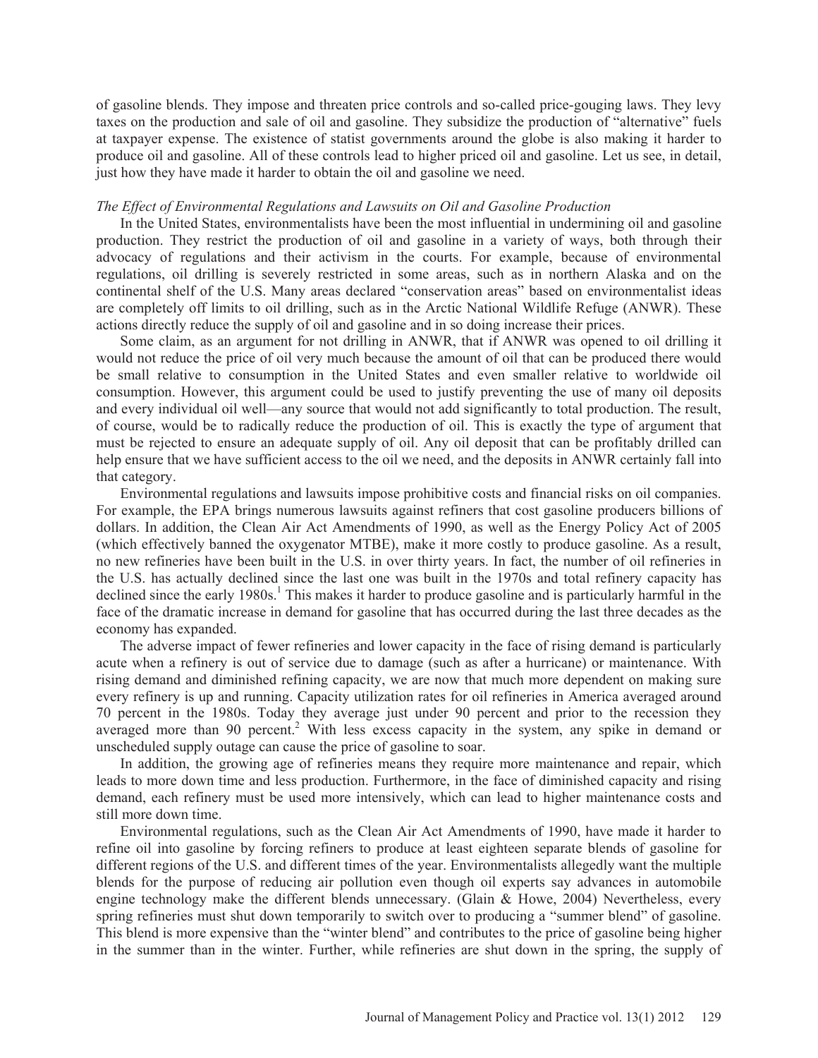of gasoline blends. They impose and threaten price controls and so-called price-gouging laws. They levy taxes on the production and sale of oil and gasoline. They subsidize the production of "alternative" fuels at taxpayer expense. The existence of statist governments around the globe is also making it harder to produce oil and gasoline. All of these controls lead to higher priced oil and gasoline. Let us see, in detail, just how they have made it harder to obtain the oil and gasoline we need.

*The Effect of Environmental Regulations and Lawsuits on Oil and Gasoline Production*

In the United States, environmentalists have been the most influential in undermining oil and gasoline production. They restrict the production of oil and gasoline in a variety of ways, both through their advocacy of regulations and their activism in the courts. For example, because of environmental regulations, oil drilling is severely restricted in some areas, such as in northern Alaska and on the continental shelf of the U.S. Many areas declared "conservation areas" based on environmentalist ideas are completely off limits to oil drilling, such as in the Arctic National Wildlife Refuge (ANWR). These actions directly reduce the supply of oil and gasoline and in so doing increase their prices.

Some claim, as an argument for not drilling in ANWR, that if ANWR was opened to oil drilling it would not reduce the price of oil very much because the amount of oil that can be produced there would be small relative to consumption in the United States and even smaller relative to worldwide oil consumption. However, this argument could be used to justify preventing the use of many oil deposits and every individual oil well—any source that would not add significantly to total production. The result, of course, would be to radically reduce the production of oil. This is exactly the type of argument that must be rejected to ensure an adequate supply of oil. Any oil deposit that can be profitably drilled can help ensure that we have sufficient access to the oil we need, and the deposits in ANWR certainly fall into that category.

Environmental regulations and lawsuits impose prohibitive costs and financial risks on oil companies. For example, the EPA brings numerous lawsuits against refiners that cost gasoline producers billions of dollars. In addition, the Clean Air Act Amendments of 1990, as well as the Energy Policy Act of 2005 (which effectively banned the oxygenator MTBE), make it more costly to produce gasoline. As a result, no new refineries have been built in the U.S. in over thirty years. In fact, the number of oil refineries in the U.S. has actually declined since the last one was built in the 1970s and total refinery capacity has declined since the early 1980s.[1] This makes it harder to produce gasoline and is particularly harmful in the face of the dramatic increase in demand for gasoline that has occurred during the last three decades as the economy has expanded.

The adverse impact of fewer refineries and lower capacity in the face of rising demand is particularly acute when a refinery is out of service due to damage (such as after a hurricane) or maintenance. With rising demand and diminished refining capacity, we are now that much more dependent on making sure every refinery is up and running. Capacity utilization rates for oil refineries in America averaged around 70 percent in the 1980s. Today they average just under 90 percent and prior to the recession they averaged more than 90 percent.[2] With less excess capacity in the system, any spike in demand or unscheduled supply outage can cause the price of gasoline to soar.

In addition, the growing age of refineries means they require more maintenance and repair, which leads to more down time and less production. Furthermore, in the face of diminished capacity and rising demand, each refinery must be used more intensively, which can lead to higher maintenance costs and still more down time.

Environmental regulations, such as the Clean Air Act Amendments of 1990, have made it harder to refine oil into gasoline by forcing refiners to produce at least eighteen separate blends of gasoline for different regions of the U.S. and different times of the year. Environmentalists allegedly want the multiple blends for the purpose of reducing air pollution even though oil experts say advances in automobile engine technology make the different blends unnecessary. (Glain & Howe, 2004) Nevertheless, every spring refineries must shut down temporarily to switch over to producing a "summer blend" of gasoline. This blend is more expensive than the "winter blend" and contributes to the price of gasoline being higher in the summer than in the winter. Further, while refineries are shut down in the spring, the supply of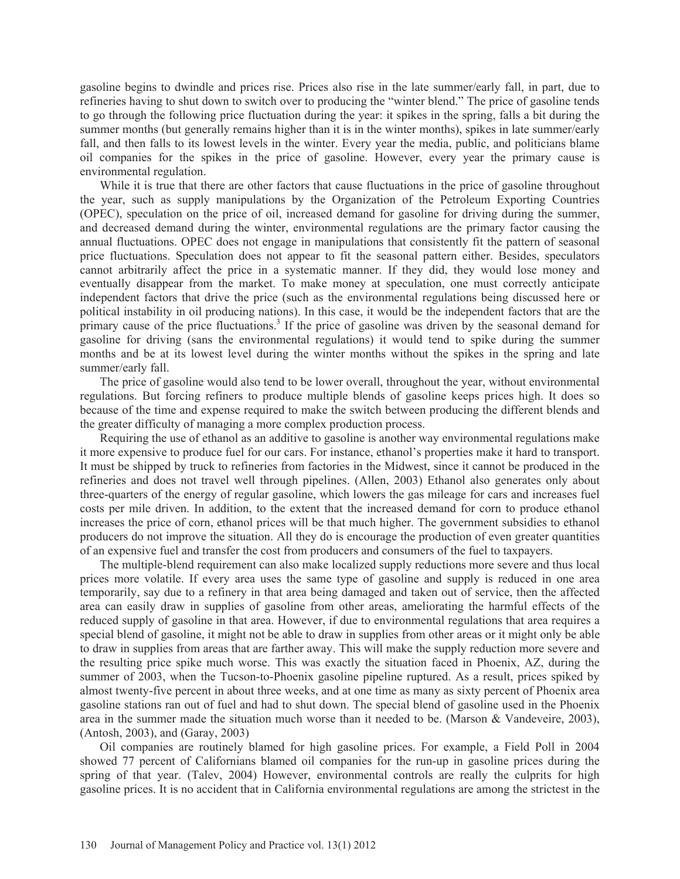gasoline begins to dwindle and prices rise. Prices also rise in the late summer/early fall, in part, due to refineries having to shut down to switch over to producing the "winter blend." The price of gasoline tends to go through the following price fluctuation during the year: it spikes in the spring, falls a bit during the summer months (but generally remains higher than it is in the winter months), spikes in late summer/early fall, and then falls to its lowest levels in the winter. Every year the media, public, and politicians blame oil companies for the spikes in the price of gasoline. However, every year the primary cause is environmental regulation.

While it is true that there are other factors that cause fluctuations in the price of gasoline throughout the year, such as supply manipulations by the Organization of the Petroleum Exporting Countries (OPEC), speculation on the price of oil, increased demand for gasoline for driving during the summer, and decreased demand during the winter, environmental regulations are the primary factor causing the annual fluctuations. OPEC does not engage in manipulations that consistently fit the pattern of seasonal price fluctuations. Speculation does not appear to fit the seasonal pattern either. Besides, speculators cannot arbitrarily affect the price in a systematic manner. If they did, they would lose money and eventually disappear from the market. To make money at speculation, one must correctly anticipate independent factors that drive the price (such as the environmental regulations being discussed here or political instability in oil producing nations). In this case, it would be the independent factors that are the primary cause of the price fluctuations.[3] If the price of gasoline was driven by the seasonal demand for gasoline for driving (sans the environmental regulations) it would tend to spike during the summer months and be at its lowest level during the winter months without the spikes in the spring and late summer/early fall.

The price of gasoline would also tend to be lower overall, throughout the year, without environmental regulations. But forcing refiners to produce multiple blends of gasoline keeps prices high. It does so because of the time and expense required to make the switch between producing the different blends and the greater difficulty of managing a more complex production process.

Requiring the use of ethanol as an additive to gasoline is another way environmental regulations make it more expensive to produce fuel for our cars. For instance, ethanol's properties make it hard to transport. It must be shipped by truck to refineries from factories in the Midwest, since it cannot be produced in the refineries and does not travel well through pipelines. (Allen, 2003) Ethanol also generates only about three-quarters of the energy of regular gasoline, which lowers the gas mileage for cars and increases fuel costs per mile driven. In addition, to the extent that the increased demand for corn to produce ethanol increases the price of corn, ethanol prices will be that much higher. The government subsidies to ethanol producers do not improve the situation. All they do is encourage the production of even greater quantities of an expensive fuel and transfer the cost from producers and consumers of the fuel to taxpayers.

The multiple-blend requirement can also make localized supply reductions more severe and thus local prices more volatile. If every area uses the same type of gasoline and supply is reduced in one area temporarily, say due to a refinery in that area being damaged and taken out of service, then the affected area can easily draw in supplies of gasoline from other areas, ameliorating the harmful effects of the reduced supply of gasoline in that area. However, if due to environmental regulations that area requires a special blend of gasoline, it might not be able to draw in supplies from other areas or it might only be able to draw in supplies from areas that are farther away. This will make the supply reduction more severe and the resulting price spike much worse. This was exactly the situation faced in Phoenix, AZ, during the summer of 2003, when the Tucson-to-Phoenix gasoline pipeline ruptured. As a result, prices spiked by almost twenty-five percent in about three weeks, and at one time as many as sixty percent of Phoenix area gasoline stations ran out of fuel and had to shut down. The special blend of gasoline used in the Phoenix area in the summer made the situation much worse than it needed to be. (Marson & Vandeveire, 2003), (Antosh, 2003), and (Garay, 2003)

Oil companies are routinely blamed for high gasoline prices. For example, a Field Poll in 2004 showed 77 percent of Californians blamed oil companies for the run-up in gasoline prices during the spring of that year. (Talev, 2004) However, environmental controls are really the culprits for high gasoline prices. It is no accident that in California environmental regulations are among the strictest in the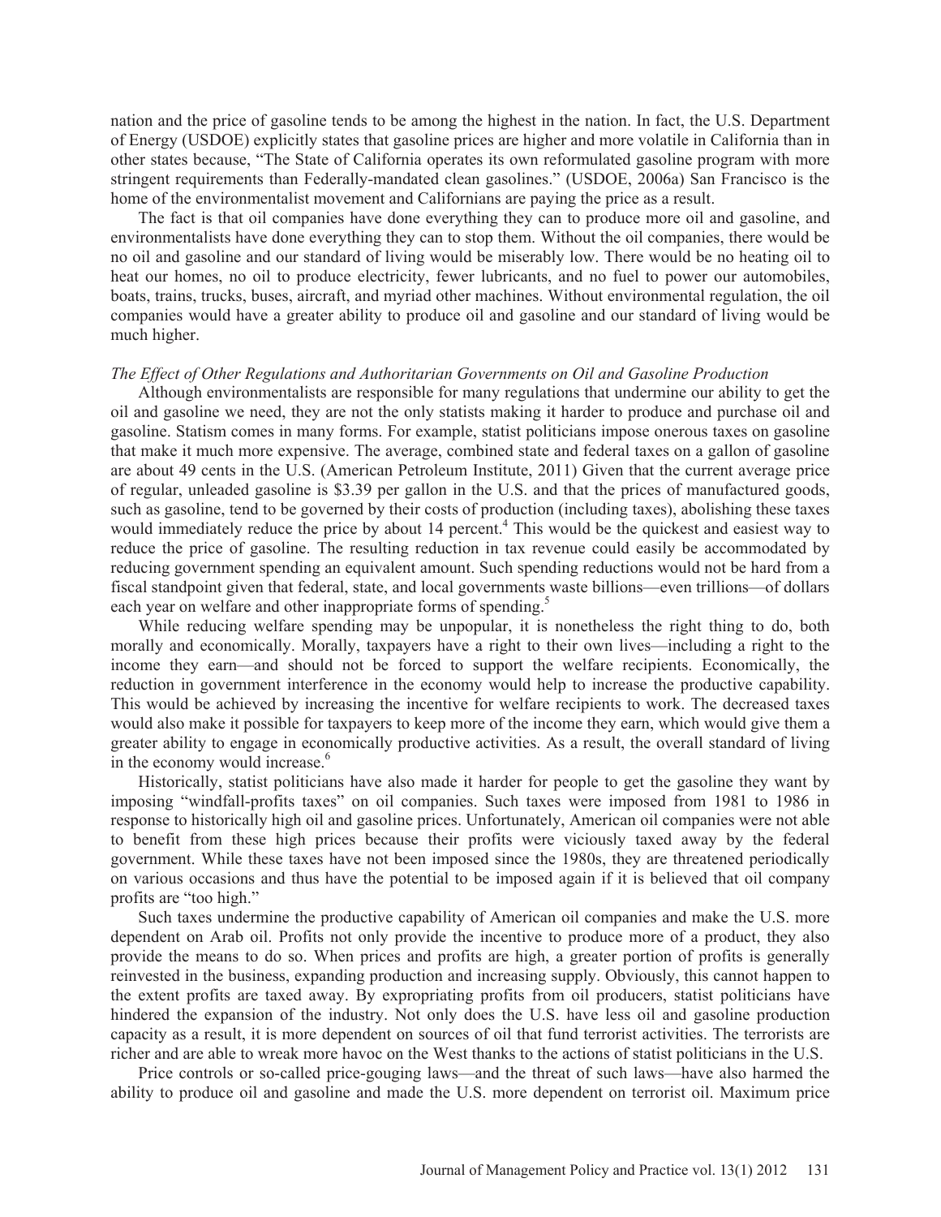nation and the price of gasoline tends to be among the highest in the nation. In fact, the U.S. Department of Energy (USDOE) explicitly states that gasoline prices are higher and more volatile in California than in other states because, "The State of California operates its own reformulated gasoline program with more stringent requirements than Federally-mandated clean gasolines." (USDOE, 2006a) San Francisco is the home of the environmentalist movement and Californians are paying the price as a result.

The fact is that oil companies have done everything they can to produce more oil and gasoline, and environmentalists have done everything they can to stop them. Without the oil companies, there would be no oil and gasoline and our standard of living would be miserably low. There would be no heating oil to heat our homes, no oil to produce electricity, fewer lubricants, and no fuel to power our automobiles, boats, trains, trucks, buses, aircraft, and myriad other machines. Without environmental regulation, the oil companies would have a greater ability to produce oil and gasoline and our standard of living would be much higher.

*The Effect of Other Regulations and Authoritarian Governments on Oil and Gasoline Production*

Although environmentalists are responsible for many regulations that undermine our ability to get the oil and gasoline we need, they are not the only statists making it harder to produce and purchase oil and gasoline. Statism comes in many forms. For example, statist politicians impose onerous taxes on gasoline that make it much more expensive. The average, combined state and federal taxes on a gallon of gasoline are about 49 cents in the U.S. (American Petroleum Institute, 2011) Given that the current average price of regular, unleaded gasoline is $3.39 per gallon in the U.S. and that the prices of manufactured goods, such as gasoline, tend to be governed by their costs of production (including taxes), abolishing these taxes would immediately reduce the price by about 14 percent.[4] This would be the quickest and easiest way to reduce the price of gasoline. The resulting reduction in tax revenue could easily be accommodated by reducing government spending an equivalent amount. Such spending reductions would not be hard from a fiscal standpoint given that federal, state, and local governments waste billions—even trillions—of dollars each year on welfare and other inappropriate forms of spending.[5]

While reducing welfare spending may be unpopular, it is nonetheless the right thing to do, both morally and economically. Morally, taxpayers have a right to their own lives—including a right to the income they earn—and should not be forced to support the welfare recipients. Economically, the reduction in government interference in the economy would help to increase the productive capability. This would be achieved by increasing the incentive for welfare recipients to work. The decreased taxes would also make it possible for taxpayers to keep more of the income they earn, which would give them a greater ability to engage in economically productive activities. As a result, the overall standard of living in the economy would increase.[6]

Historically, statist politicians have also made it harder for people to get the gasoline they want by imposing "windfall-profits taxes" on oil companies. Such taxes were imposed from 1981 to 1986 in response to historically high oil and gasoline prices. Unfortunately, American oil companies were not able to benefit from these high prices because their profits were viciously taxed away by the federal government. While these taxes have not been imposed since the 1980s, they are threatened periodically on various occasions and thus have the potential to be imposed again if it is believed that oil company profits are "too high."

Such taxes undermine the productive capability of American oil companies and make the U.S. more dependent on Arab oil. Profits not only provide the incentive to produce more of a product, they also provide the means to do so. When prices and profits are high, a greater portion of profits is generally reinvested in the business, expanding production and increasing supply. Obviously, this cannot happen to the extent profits are taxed away. By expropriating profits from oil producers, statist politicians have hindered the expansion of the industry. Not only does the U.S. have less oil and gasoline production capacity as a result, it is more dependent on sources of oil that fund terrorist activities. The terrorists are richer and are able to wreak more havoc on the West thanks to the actions of statist politicians in the U.S.

Price controls or so-called price-gouging laws—and the threat of such laws—have also harmed the ability to produce oil and gasoline and made the U.S. more dependent on terrorist oil. Maximum price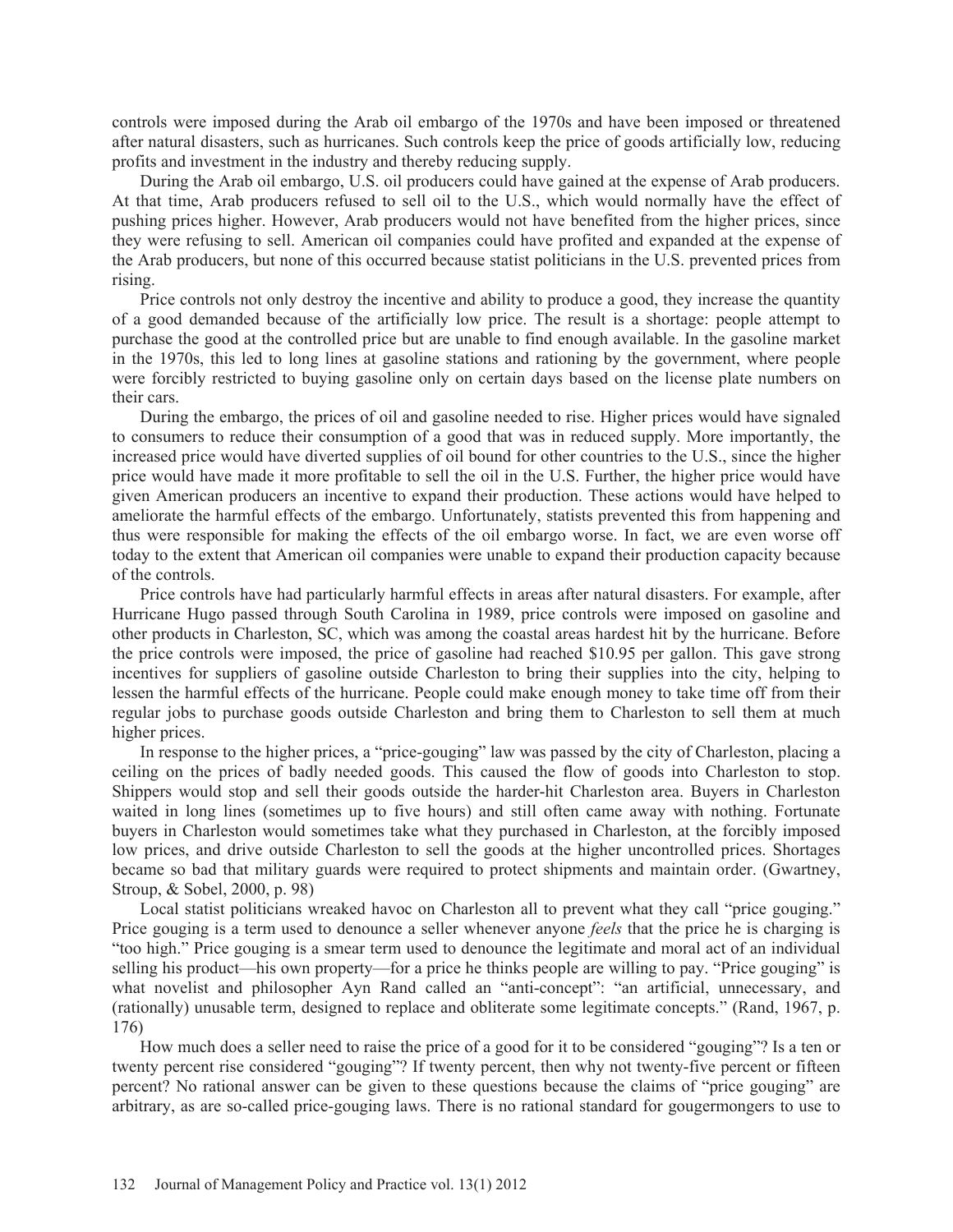controls were imposed during the Arab oil embargo of the 1970s and have been imposed or threatened after natural disasters, such as hurricanes. Such controls keep the price of goods artificially low, reducing profits and investment in the industry and thereby reducing supply.

During the Arab oil embargo, U.S. oil producers could have gained at the expense of Arab producers. At that time, Arab producers refused to sell oil to the U.S., which would normally have the effect of pushing prices higher. However, Arab producers would not have benefited from the higher prices, since they were refusing to sell. American oil companies could have profited and expanded at the expense of the Arab producers, but none of this occurred because statist politicians in the U.S. prevented prices from rising.

Price controls not only destroy the incentive and ability to produce a good, they increase the quantity of a good demanded because of the artificially low price. The result is a shortage: people attempt to purchase the good at the controlled price but are unable to find enough available. In the gasoline market in the 1970s, this led to long lines at gasoline stations and rationing by the government, where people were forcibly restricted to buying gasoline only on certain days based on the license plate numbers on their cars.

During the embargo, the prices of oil and gasoline needed to rise. Higher prices would have signaled to consumers to reduce their consumption of a good that was in reduced supply. More importantly, the increased price would have diverted supplies of oil bound for other countries to the U.S., since the higher price would have made it more profitable to sell the oil in the U.S. Further, the higher price would have given American producers an incentive to expand their production. These actions would have helped to ameliorate the harmful effects of the embargo. Unfortunately, statists prevented this from happening and thus were responsible for making the effects of the oil embargo worse. In fact, we are even worse off today to the extent that American oil companies were unable to expand their production capacity because of the controls.

Price controls have had particularly harmful effects in areas after natural disasters. For example, after Hurricane Hugo passed through South Carolina in 1989, price controls were imposed on gasoline and other products in Charleston, SC, which was among the coastal areas hardest hit by the hurricane. Before the price controls were imposed, the price of gasoline had reached $10.95 per gallon. This gave strong incentives for suppliers of gasoline outside Charleston to bring their supplies into the city, helping to lessen the harmful effects of the hurricane. People could make enough money to take time off from their regular jobs to purchase goods outside Charleston and bring them to Charleston to sell them at much higher prices.

In response to the higher prices, a "price-gouging" law was passed by the city of Charleston, placing a ceiling on the prices of badly needed goods. This caused the flow of goods into Charleston to stop. Shippers would stop and sell their goods outside the harder-hit Charleston area. Buyers in Charleston waited in long lines (sometimes up to five hours) and still often came away with nothing. Fortunate buyers in Charleston would sometimes take what they purchased in Charleston, at the forcibly imposed low prices, and drive outside Charleston to sell the goods at the higher uncontrolled prices. Shortages became so bad that military guards were required to protect shipments and maintain order. (Gwartney, Stroup, & Sobel, 2000, p. 98)

Local statist politicians wreaked havoc on Charleston all to prevent what they call "price gouging." Price gouging is a term used to denounce a seller whenever anyone *feels* that the price he is charging is "too high." Price gouging is a smear term used to denounce the legitimate and moral act of an individual selling his product—his own property—for a price he thinks people are willing to pay. "Price gouging" is what novelist and philosopher Ayn Rand called an "anti-concept": "an artificial, unnecessary, and (rationally) unusable term, designed to replace and obliterate some legitimate concepts." (Rand, 1967, p. 176)

How much does a seller need to raise the price of a good for it to be considered "gouging"? Is a ten or twenty percent rise considered "gouging"? If twenty percent, then why not twenty-five percent or fifteen percent? No rational answer can be given to these questions because the claims of "price gouging" are arbitrary, as are so-called price-gouging laws. There is no rational standard for gougermongers to use to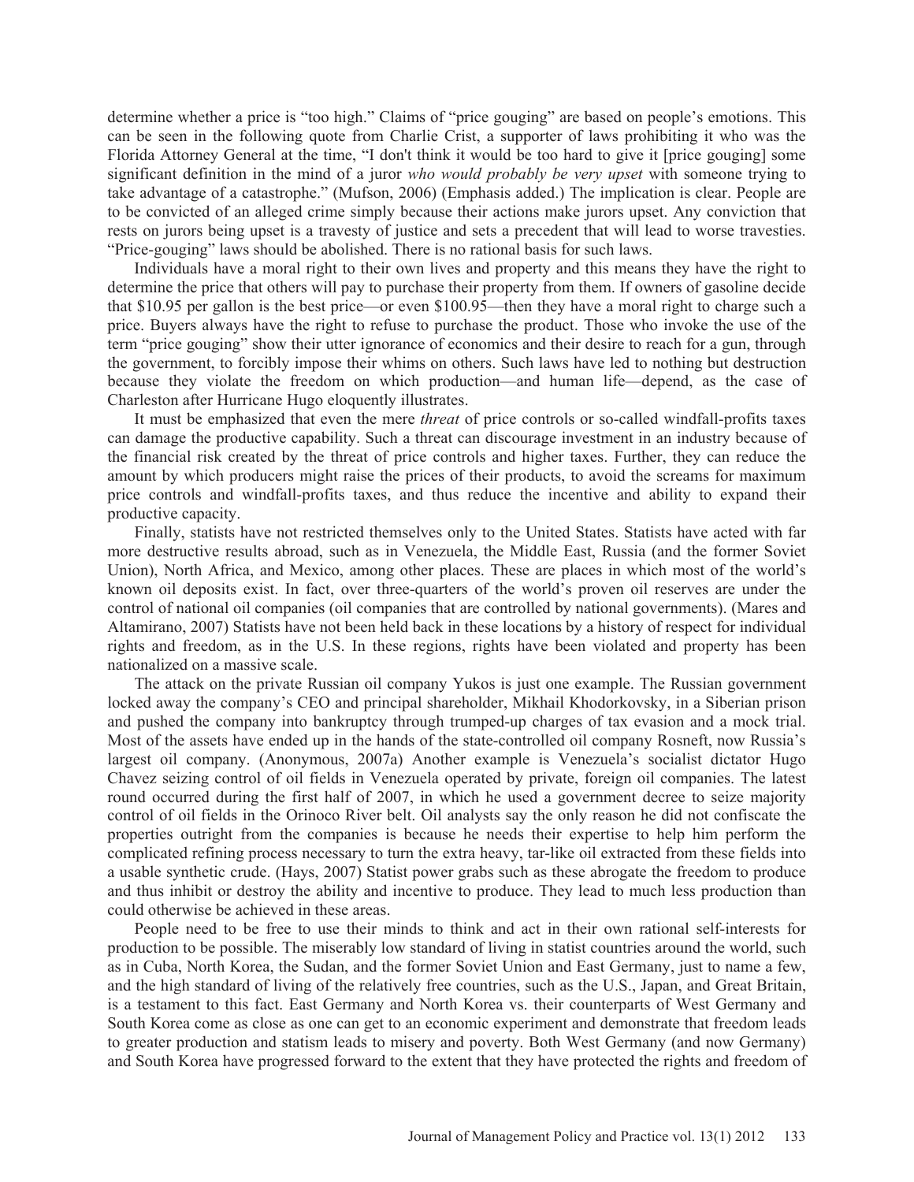determine whether a price is "too high." Claims of "price gouging" are based on people's emotions. This can be seen in the following quote from Charlie Crist, a supporter of laws prohibiting it who was the Florida Attorney General at the time, "I don't think it would be too hard to give it [price gouging] some significant definition in the mind of a juror *who would probably be very upset* with someone trying to take advantage of a catastrophe." (Mufson, 2006) (Emphasis added.) The implication is clear. People are to be convicted of an alleged crime simply because their actions make jurors upset. Any conviction that rests on jurors being upset is a travesty of justice and sets a precedent that will lead to worse travesties. "Price-gouging" laws should be abolished. There is no rational basis for such laws.

Individuals have a moral right to their own lives and property and this means they have the right to determine the price that others will pay to purchase their property from them. If owners of gasoline decide that $10.95 per gallon is the best price—or even $100.95—then they have a moral right to charge such a price. Buyers always have the right to refuse to purchase the product. Those who invoke the use of the term "price gouging" show their utter ignorance of economics and their desire to reach for a gun, through the government, to forcibly impose their whims on others. Such laws have led to nothing but destruction because they violate the freedom on which production—and human life—depend, as the case of Charleston after Hurricane Hugo eloquently illustrates.

It must be emphasized that even the mere *threat* of price controls or so-called windfall-profits taxes can damage the productive capability. Such a threat can discourage investment in an industry because of the financial risk created by the threat of price controls and higher taxes. Further, they can reduce the amount by which producers might raise the prices of their products, to avoid the screams for maximum price controls and windfall-profits taxes, and thus reduce the incentive and ability to expand their productive capacity.

Finally, statists have not restricted themselves only to the United States. Statists have acted with far more destructive results abroad, such as in Venezuela, the Middle East, Russia (and the former Soviet Union), North Africa, and Mexico, among other places. These are places in which most of the world's known oil deposits exist. In fact, over three-quarters of the world's proven oil reserves are under the control of national oil companies (oil companies that are controlled by national governments). (Mares and Altamirano, 2007) Statists have not been held back in these locations by a history of respect for individual rights and freedom, as in the U.S. In these regions, rights have been violated and property has been nationalized on a massive scale.

The attack on the private Russian oil company Yukos is just one example. The Russian government locked away the company's CEO and principal shareholder, Mikhail Khodorkovsky, in a Siberian prison and pushed the company into bankruptcy through trumped-up charges of tax evasion and a mock trial. Most of the assets have ended up in the hands of the state-controlled oil company Rosneft, now Russia's largest oil company. (Anonymous, 2007a) Another example is Venezuela's socialist dictator Hugo Chavez seizing control of oil fields in Venezuela operated by private, foreign oil companies. The latest round occurred during the first half of 2007, in which he used a government decree to seize majority control of oil fields in the Orinoco River belt. Oil analysts say the only reason he did not confiscate the properties outright from the companies is because he needs their expertise to help him perform the complicated refining process necessary to turn the extra heavy, tar-like oil extracted from these fields into a usable synthetic crude. (Hays, 2007) Statist power grabs such as these abrogate the freedom to produce and thus inhibit or destroy the ability and incentive to produce. They lead to much less production than could otherwise be achieved in these areas.

People need to be free to use their minds to think and act in their own rational self-interests for production to be possible. The miserably low standard of living in statist countries around the world, such as in Cuba, North Korea, the Sudan, and the former Soviet Union and East Germany, just to name a few, and the high standard of living of the relatively free countries, such as the U.S., Japan, and Great Britain, is a testament to this fact. East Germany and North Korea vs. their counterparts of West Germany and South Korea come as close as one can get to an economic experiment and demonstrate that freedom leads to greater production and statism leads to misery and poverty. Both West Germany (and now Germany) and South Korea have progressed forward to the extent that they have protected the rights and freedom of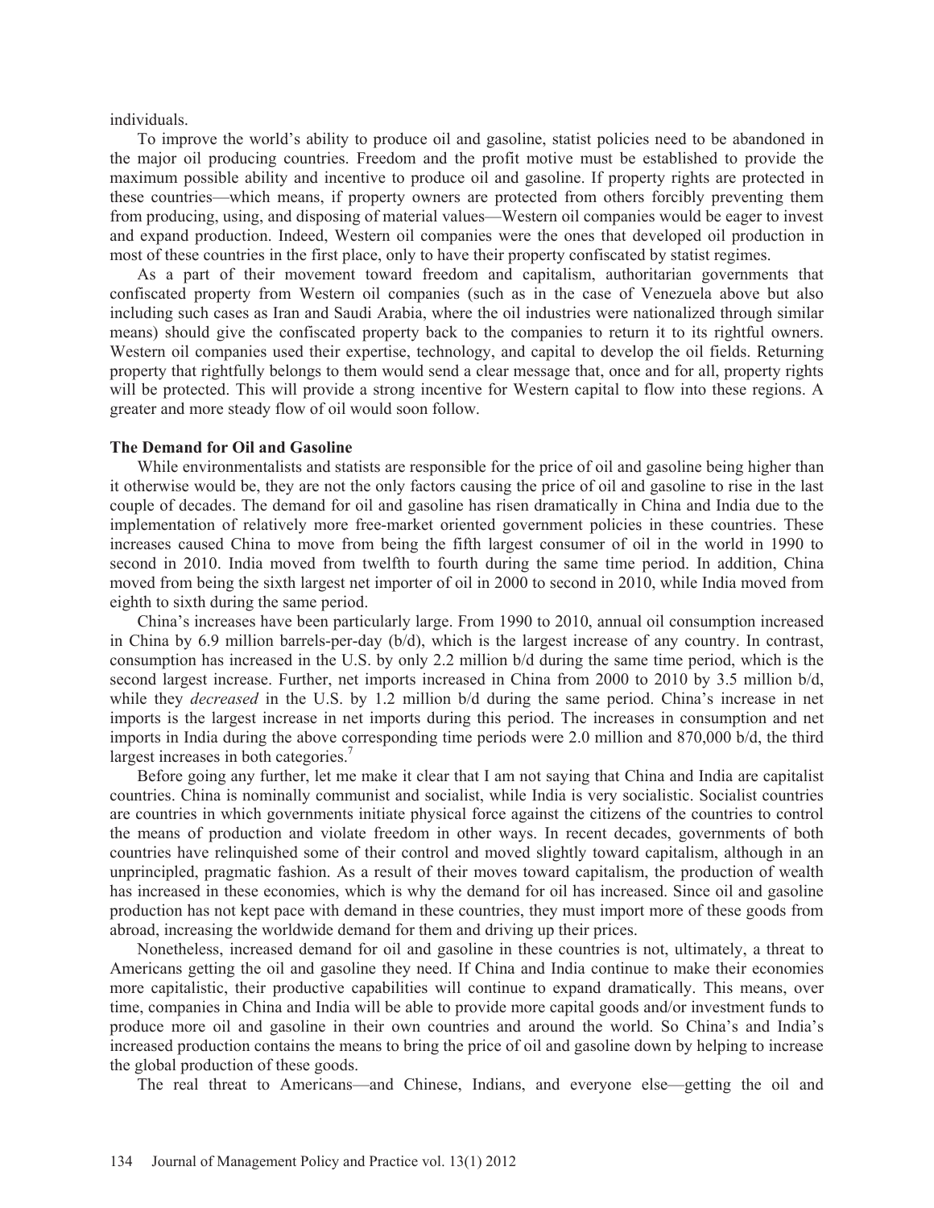individuals.

To improve the world's ability to produce oil and gasoline, statist policies need to be abandoned in the major oil producing countries. Freedom and the profit motive must be established to provide the maximum possible ability and incentive to produce oil and gasoline. If property rights are protected in these countries—which means, if property owners are protected from others forcibly preventing them from producing, using, and disposing of material values—Western oil companies would be eager to invest and expand production. Indeed, Western oil companies were the ones that developed oil production in most of these countries in the first place, only to have their property confiscated by statist regimes.

As a part of their movement toward freedom and capitalism, authoritarian governments that confiscated property from Western oil companies (such as in the case of Venezuela above but also including such cases as Iran and Saudi Arabia, where the oil industries were nationalized through similar means) should give the confiscated property back to the companies to return it to its rightful owners. Western oil companies used their expertise, technology, and capital to develop the oil fields. Returning property that rightfully belongs to them would send a clear message that, once and for all, property rights will be protected. This will provide a strong incentive for Western capital to flow into these regions. A greater and more steady flow of oil would soon follow.

**The Demand for Oil and Gasoline**

While environmentalists and statists are responsible for the price of oil and gasoline being higher than it otherwise would be, they are not the only factors causing the price of oil and gasoline to rise in the last couple of decades. The demand for oil and gasoline has risen dramatically in China and India due to the implementation of relatively more free-market oriented government policies in these countries. These increases caused China to move from being the fifth largest consumer of oil in the world in 1990 to second in 2010. India moved from twelfth to fourth during the same time period. In addition, China moved from being the sixth largest net importer of oil in 2000 to second in 2010, while India moved from eighth to sixth during the same period.

China's increases have been particularly large. From 1990 to 2010, annual oil consumption increased in China by 6.9 million barrels-per-day (b/d), which is the largest increase of any country. In contrast, consumption has increased in the U.S. by only 2.2 million b/d during the same time period, which is the second largest increase. Further, net imports increased in China from 2000 to 2010 by 3.5 million b/d, while they *decreased* in the U.S. by 1.2 million b/d during the same period. China's increase in net imports is the largest increase in net imports during this period. The increases in consumption and net imports in India during the above corresponding time periods were 2.0 million and 870,000 b/d, the third largest increases in both categories.[7]

Before going any further, let me make it clear that I am not saying that China and India are capitalist countries. China is nominally communist and socialist, while India is very socialistic. Socialist countries are countries in which governments initiate physical force against the citizens of the countries to control the means of production and violate freedom in other ways. In recent decades, governments of both countries have relinquished some of their control and moved slightly toward capitalism, although in an unprincipled, pragmatic fashion. As a result of their moves toward capitalism, the production of wealth has increased in these economies, which is why the demand for oil has increased. Since oil and gasoline production has not kept pace with demand in these countries, they must import more of these goods from abroad, increasing the worldwide demand for them and driving up their prices.

Nonetheless, increased demand for oil and gasoline in these countries is not, ultimately, a threat to Americans getting the oil and gasoline they need. If China and India continue to make their economies more capitalistic, their productive capabilities will continue to expand dramatically. This means, over time, companies in China and India will be able to provide more capital goods and/or investment funds to produce more oil and gasoline in their own countries and around the world. So China's and India's increased production contains the means to bring the price of oil and gasoline down by helping to increase the global production of these goods.

The real threat to Americans—and Chinese, Indians, and everyone else—getting the oil and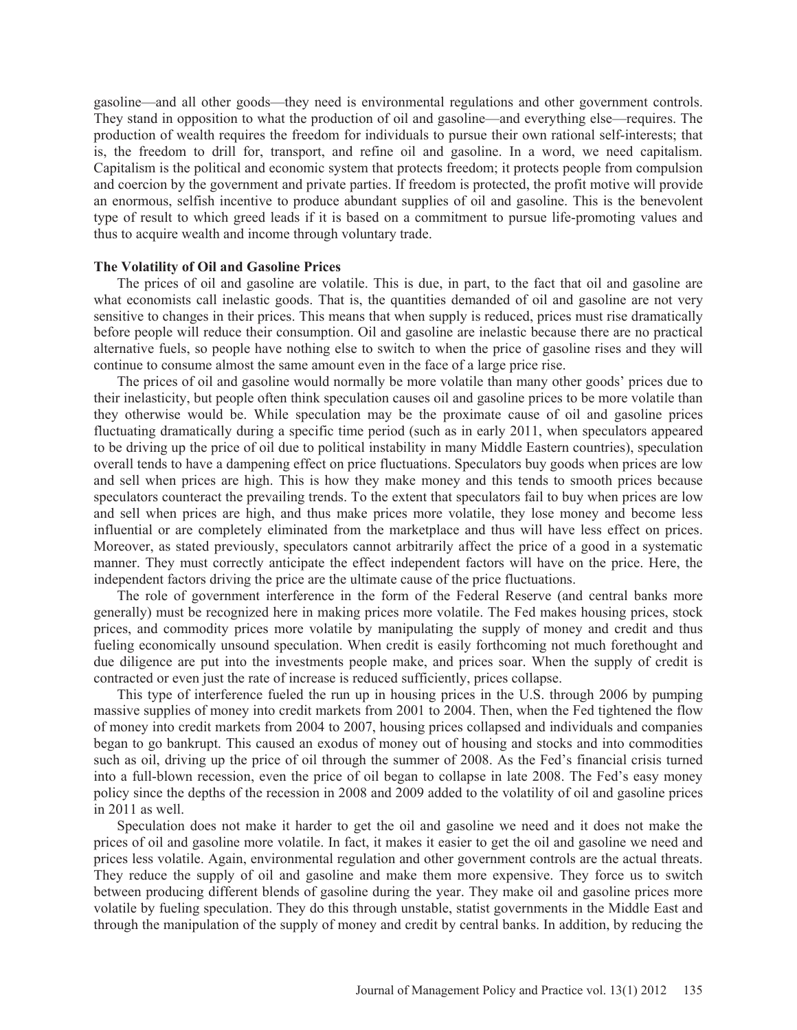gasoline—and all other goods—they need is environmental regulations and other government controls. They stand in opposition to what the production of oil and gasoline—and everything else—requires. The production of wealth requires the freedom for individuals to pursue their own rational self-interests; that is, the freedom to drill for, transport, and refine oil and gasoline. In a word, we need capitalism. Capitalism is the political and economic system that protects freedom; it protects people from compulsion and coercion by the government and private parties. If freedom is protected, the profit motive will provide an enormous, selfish incentive to produce abundant supplies of oil and gasoline. This is the benevolent type of result to which greed leads if it is based on a commitment to pursue life-promoting values and thus to acquire wealth and income through voluntary trade.

**The Volatility of Oil and Gasoline Prices**

The prices of oil and gasoline are volatile. This is due, in part, to the fact that oil and gasoline are what economists call inelastic goods. That is, the quantities demanded of oil and gasoline are not very sensitive to changes in their prices. This means that when supply is reduced, prices must rise dramatically before people will reduce their consumption. Oil and gasoline are inelastic because there are no practical alternative fuels, so people have nothing else to switch to when the price of gasoline rises and they will continue to consume almost the same amount even in the face of a large price rise.

The prices of oil and gasoline would normally be more volatile than many other goods' prices due to their inelasticity, but people often think speculation causes oil and gasoline prices to be more volatile than they otherwise would be. While speculation may be the proximate cause of oil and gasoline prices fluctuating dramatically during a specific time period (such as in early 2011, when speculators appeared to be driving up the price of oil due to political instability in many Middle Eastern countries), speculation overall tends to have a dampening effect on price fluctuations. Speculators buy goods when prices are low and sell when prices are high. This is how they make money and this tends to smooth prices because speculators counteract the prevailing trends. To the extent that speculators fail to buy when prices are low and sell when prices are high, and thus make prices more volatile, they lose money and become less influential or are completely eliminated from the marketplace and thus will have less effect on prices. Moreover, as stated previously, speculators cannot arbitrarily affect the price of a good in a systematic manner. They must correctly anticipate the effect independent factors will have on the price. Here, the independent factors driving the price are the ultimate cause of the price fluctuations.

The role of government interference in the form of the Federal Reserve (and central banks more generally) must be recognized here in making prices more volatile. The Fed makes housing prices, stock prices, and commodity prices more volatile by manipulating the supply of money and credit and thus fueling economically unsound speculation. When credit is easily forthcoming not much forethought and due diligence are put into the investments people make, and prices soar. When the supply of credit is contracted or even just the rate of increase is reduced sufficiently, prices collapse.

This type of interference fueled the run up in housing prices in the U.S. through 2006 by pumping massive supplies of money into credit markets from 2001 to 2004. Then, when the Fed tightened the flow of money into credit markets from 2004 to 2007, housing prices collapsed and individuals and companies began to go bankrupt. This caused an exodus of money out of housing and stocks and into commodities such as oil, driving up the price of oil through the summer of 2008. As the Fed's financial crisis turned into a full-blown recession, even the price of oil began to collapse in late 2008. The Fed's easy money policy since the depths of the recession in 2008 and 2009 added to the volatility of oil and gasoline prices in 2011 as well.

Speculation does not make it harder to get the oil and gasoline we need and it does not make the prices of oil and gasoline more volatile. In fact, it makes it easier to get the oil and gasoline we need and prices less volatile. Again, environmental regulation and other government controls are the actual threats. They reduce the supply of oil and gasoline and make them more expensive. They force us to switch between producing different blends of gasoline during the year. They make oil and gasoline prices more volatile by fueling speculation. They do this through unstable, statist governments in the Middle East and through the manipulation of the supply of money and credit by central banks. In addition, by reducing the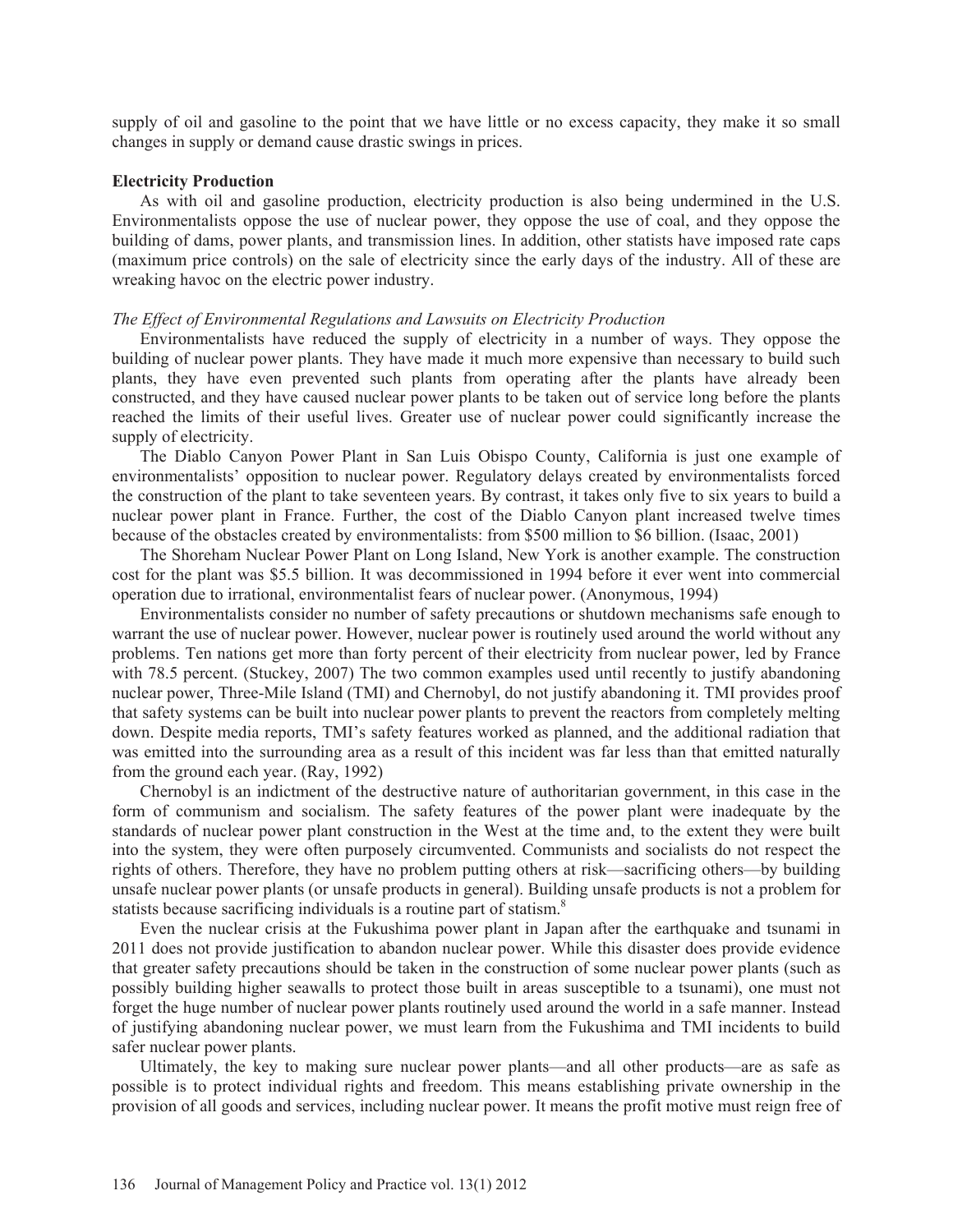supply of oil and gasoline to the point that we have little or no excess capacity, they make it so small changes in supply or demand cause drastic swings in prices.

**Electricity Production**

As with oil and gasoline production, electricity production is also being undermined in the U.S. Environmentalists oppose the use of nuclear power, they oppose the use of coal, and they oppose the building of dams, power plants, and transmission lines. In addition, other statists have imposed rate caps (maximum price controls) on the sale of electricity since the early days of the industry. All of these are wreaking havoc on the electric power industry.

*The Effect of Environmental Regulations and Lawsuits on Electricity Production*

Environmentalists have reduced the supply of electricity in a number of ways. They oppose the building of nuclear power plants. They have made it much more expensive than necessary to build such plants, they have even prevented such plants from operating after the plants have already been constructed, and they have caused nuclear power plants to be taken out of service long before the plants reached the limits of their useful lives. Greater use of nuclear power could significantly increase the supply of electricity.

The Diablo Canyon Power Plant in San Luis Obispo County, California is just one example of environmentalists' opposition to nuclear power. Regulatory delays created by environmentalists forced the construction of the plant to take seventeen years. By contrast, it takes only five to six years to build a nuclear power plant in France. Further, the cost of the Diablo Canyon plant increased twelve times because of the obstacles created by environmentalists: from $500 million to $6 billion. (Isaac, 2001)

The Shoreham Nuclear Power Plant on Long Island, New York is another example. The construction cost for the plant was $5.5 billion. It was decommissioned in 1994 before it ever went into commercial operation due to irrational, environmentalist fears of nuclear power. (Anonymous, 1994)

Environmentalists consider no number of safety precautions or shutdown mechanisms safe enough to warrant the use of nuclear power. However, nuclear power is routinely used around the world without any problems. Ten nations get more than forty percent of their electricity from nuclear power, led by France with 78.5 percent. (Stuckey, 2007) The two common examples used until recently to justify abandoning nuclear power, Three-Mile Island (TMI) and Chernobyl, do not justify abandoning it. TMI provides proof that safety systems can be built into nuclear power plants to prevent the reactors from completely melting down. Despite media reports, TMI's safety features worked as planned, and the additional radiation that was emitted into the surrounding area as a result of this incident was far less than that emitted naturally from the ground each year. (Ray, 1992)

Chernobyl is an indictment of the destructive nature of authoritarian government, in this case in the form of communism and socialism. The safety features of the power plant were inadequate by the standards of nuclear power plant construction in the West at the time and, to the extent they were built into the system, they were often purposely circumvented. Communists and socialists do not respect the rights of others. Therefore, they have no problem putting others at risk—sacrificing others—by building unsafe nuclear power plants (or unsafe products in general). Building unsafe products is not a problem for statists because sacrificing individuals is a routine part of statism.[8]

Even the nuclear crisis at the Fukushima power plant in Japan after the earthquake and tsunami in 2011 does not provide justification to abandon nuclear power. While this disaster does provide evidence that greater safety precautions should be taken in the construction of some nuclear power plants (such as possibly building higher seawalls to protect those built in areas susceptible to a tsunami), one must not forget the huge number of nuclear power plants routinely used around the world in a safe manner. Instead of justifying abandoning nuclear power, we must learn from the Fukushima and TMI incidents to build safer nuclear power plants.

Ultimately, the key to making sure nuclear power plants—and all other products—are as safe as possible is to protect individual rights and freedom. This means establishing private ownership in the provision of all goods and services, including nuclear power. It means the profit motive must reign free of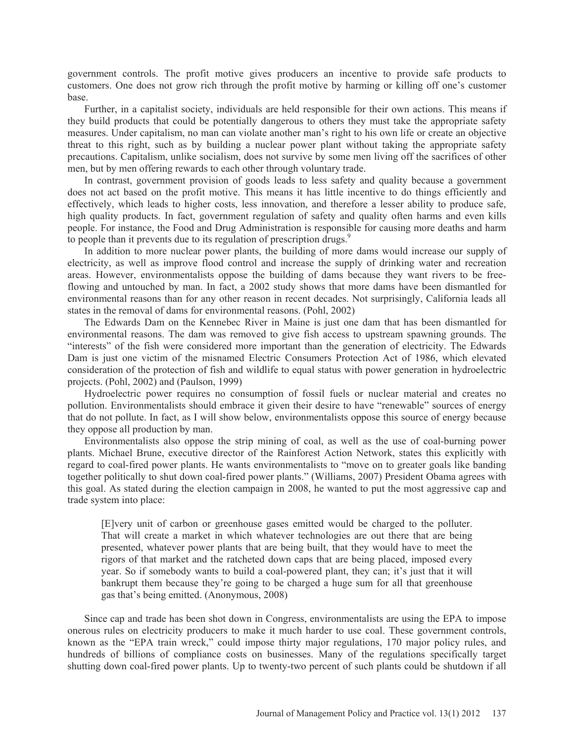government controls. The profit motive gives producers an incentive to provide safe products to customers. One does not grow rich through the profit motive by harming or killing off one's customer base.

Further, in a capitalist society, individuals are held responsible for their own actions. This means if they build products that could be potentially dangerous to others they must take the appropriate safety measures. Under capitalism, no man can violate another man's right to his own life or create an objective threat to this right, such as by building a nuclear power plant without taking the appropriate safety precautions. Capitalism, unlike socialism, does not survive by some men living off the sacrifices of other men, but by men offering rewards to each other through voluntary trade.

In contrast, government provision of goods leads to less safety and quality because a government does not act based on the profit motive. This means it has little incentive to do things efficiently and effectively, which leads to higher costs, less innovation, and therefore a lesser ability to produce safe, high quality products. In fact, government regulation of safety and quality often harms and even kills people. For instance, the Food and Drug Administration is responsible for causing more deaths and harm to people than it prevents due to its regulation of prescription drugs.[9]

In addition to more nuclear power plants, the building of more dams would increase our supply of electricity, as well as improve flood control and increase the supply of drinking water and recreation areas. However, environmentalists oppose the building of dams because they want rivers to be free-flowing and untouched by man. In fact, a 2002 study shows that more dams have been dismantled for environmental reasons than for any other reason in recent decades. Not surprisingly, California leads all states in the removal of dams for environmental reasons. (Pohl, 2002)

The Edwards Dam on the Kennebec River in Maine is just one dam that has been dismantled for environmental reasons. The dam was removed to give fish access to upstream spawning grounds. The "interests" of the fish were considered more important than the generation of electricity. The Edwards Dam is just one victim of the misnamed Electric Consumers Protection Act of 1986, which elevated consideration of the protection of fish and wildlife to equal status with power generation in hydroelectric projects. (Pohl, 2002) and (Paulson, 1999)

Hydroelectric power requires no consumption of fossil fuels or nuclear material and creates no pollution. Environmentalists should embrace it given their desire to have "renewable" sources of energy that do not pollute. In fact, as I will show below, environmentalists oppose this source of energy because they oppose all production by man.

Environmentalists also oppose the strip mining of coal, as well as the use of coal-burning power plants. Michael Brune, executive director of the Rainforest Action Network, states this explicitly with regard to coal-fired power plants. He wants environmentalists to "move on to greater goals like banding together politically to shut down coal-fired power plants." (Williams, 2007) President Obama agrees with this goal. As stated during the election campaign in 2008, he wanted to put the most aggressive cap and trade system into place:

> [E]very unit of carbon or greenhouse gases emitted would be charged to the polluter. That will create a market in which whatever technologies are out there that are being presented, whatever power plants that are being built, that they would have to meet the rigors of that market and the ratcheted down caps that are being placed, imposed every year. So if somebody wants to build a coal-powered plant, they can; it's just that it will bankrupt them because they're going to be charged a huge sum for all that greenhouse gas that's being emitted. (Anonymous, 2008)

Since cap and trade has been shot down in Congress, environmentalists are using the EPA to impose onerous rules on electricity producers to make it much harder to use coal. These government controls, known as the "EPA train wreck," could impose thirty major regulations, 170 major policy rules, and hundreds of billions of compliance costs on businesses. Many of the regulations specifically target shutting down coal-fired power plants. Up to twenty-two percent of such plants could be shutdown if all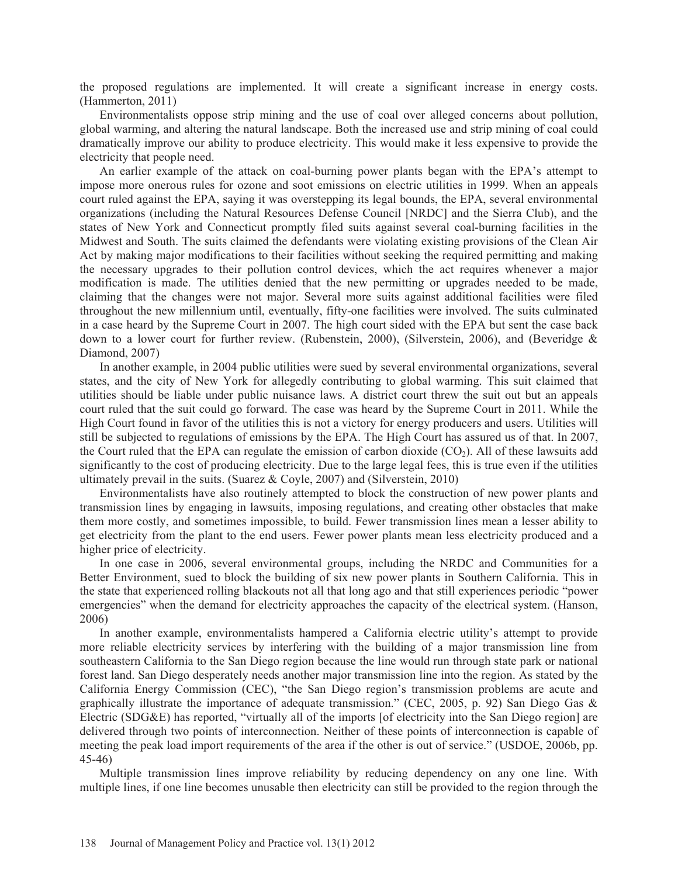the proposed regulations are implemented. It will create a significant increase in energy costs. (Hammerton, 2011)

Environmentalists oppose strip mining and the use of coal over alleged concerns about pollution, global warming, and altering the natural landscape. Both the increased use and strip mining of coal could dramatically improve our ability to produce electricity. This would make it less expensive to provide the electricity that people need.

An earlier example of the attack on coal-burning power plants began with the EPA's attempt to impose more onerous rules for ozone and soot emissions on electric utilities in 1999. When an appeals court ruled against the EPA, saying it was overstepping its legal bounds, the EPA, several environmental organizations (including the Natural Resources Defense Council [NRDC] and the Sierra Club), and the states of New York and Connecticut promptly filed suits against several coal-burning facilities in the Midwest and South. The suits claimed the defendants were violating existing provisions of the Clean Air Act by making major modifications to their facilities without seeking the required permitting and making the necessary upgrades to their pollution control devices, which the act requires whenever a major modification is made. The utilities denied that the new permitting or upgrades needed to be made, claiming that the changes were not major. Several more suits against additional facilities were filed throughout the new millennium until, eventually, fifty-one facilities were involved. The suits culminated in a case heard by the Supreme Court in 2007. The high court sided with the EPA but sent the case back down to a lower court for further review. (Rubenstein, 2000), (Silverstein, 2006), and (Beveridge & Diamond, 2007)

In another example, in 2004 public utilities were sued by several environmental organizations, several states, and the city of New York for allegedly contributing to global warming. This suit claimed that utilities should be liable under public nuisance laws. A district court threw the suit out but an appeals court ruled that the suit could go forward. The case was heard by the Supreme Court in 2011. While the High Court found in favor of the utilities this is not a victory for energy producers and users. Utilities will still be subjected to regulations of emissions by the EPA. The High Court has assured us of that. In 2007, the Court ruled that the EPA can regulate the emission of carbon dioxide ($CO_2$). All of these lawsuits add significantly to the cost of producing electricity. Due to the large legal fees, this is true even if the utilities ultimately prevail in the suits. (Suarez & Coyle, 2007) and (Silverstein, 2010)

Environmentalists have also routinely attempted to block the construction of new power plants and transmission lines by engaging in lawsuits, imposing regulations, and creating other obstacles that make them more costly, and sometimes impossible, to build. Fewer transmission lines mean a lesser ability to get electricity from the plant to the end users. Fewer power plants mean less electricity produced and a higher price of electricity.

In one case in 2006, several environmental groups, including the NRDC and Communities for a Better Environment, sued to block the building of all six new power plants in Southern California. This in the state that experienced rolling blackouts not all that long ago and that still experiences periodic "power emergencies" when the demand for electricity approaches the capacity of the electrical system. (Hanson, 2006)

In another example, environmentalists hampered a California electric utility's attempt to provide more reliable electricity services by interfering with the building of a major transmission line from southeastern California to the San Diego region because the line would run through state park or national forest land. San Diego desperately needs another major transmission line into the region. As stated by the California Energy Commission (CEC), "the San Diego region's transmission problems are acute and graphically illustrate the importance of adequate transmission." (CEC, 2005, p. 92) San Diego Gas & Electric (SDG&E) has reported, "virtually all of the imports [of electricity into the San Diego region] are delivered through two points of interconnection. Neither of these points of interconnection is capable of meeting the peak load import requirements of the area if the other is out of service." (USDOE, 2006b, pp. 45-46)

Multiple transmission lines improve reliability by reducing dependency on any one line. With multiple lines, if one line becomes unusable then electricity can still be provided to the region through the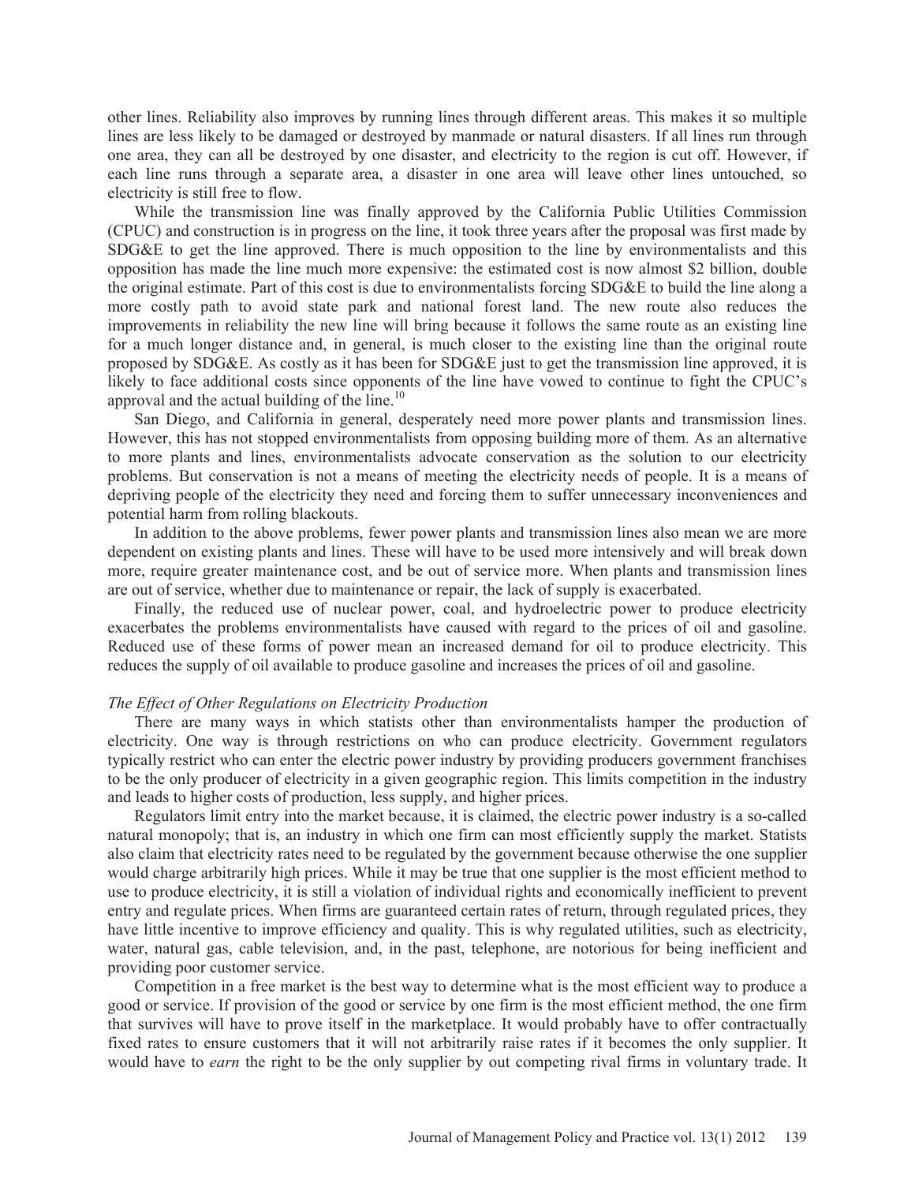other lines. Reliability also improves by running lines through different areas. This makes it so multiple lines are less likely to be damaged or destroyed by manmade or natural disasters. If all lines run through one area, they can all be destroyed by one disaster, and electricity to the region is cut off. However, if each line runs through a separate area, a disaster in one area will leave other lines untouched, so electricity is still free to flow.

While the transmission line was finally approved by the California Public Utilities Commission (CPUC) and construction is in progress on the line, it took three years after the proposal was first made by SDG&E to get the line approved. There is much opposition to the line by environmentalists and this opposition has made the line much more expensive: the estimated cost is now almost $2 billion, double the original estimate. Part of this cost is due to environmentalists forcing SDG&E to build the line along a more costly path to avoid state park and national forest land. The new route also reduces the improvements in reliability the new line will bring because it follows the same route as an existing line for a much longer distance and, in general, is much closer to the existing line than the original route proposed by SDG&E. As costly as it has been for SDG&E just to get the transmission line approved, it is likely to face additional costs since opponents of the line have vowed to continue to fight the CPUC's approval and the actual building of the line.[10]

San Diego, and California in general, desperately need more power plants and transmission lines. However, this has not stopped environmentalists from opposing building more of them. As an alternative to more plants and lines, environmentalists advocate conservation as the solution to our electricity problems. But conservation is not a means of meeting the electricity needs of people. It is a means of depriving people of the electricity they need and forcing them to suffer unnecessary inconveniences and potential harm from rolling blackouts.

In addition to the above problems, fewer power plants and transmission lines also mean we are more dependent on existing plants and lines. These will have to be used more intensively and will break down more, require greater maintenance cost, and be out of service more. When plants and transmission lines are out of service, whether due to maintenance or repair, the lack of supply is exacerbated.

Finally, the reduced use of nuclear power, coal, and hydroelectric power to produce electricity exacerbates the problems environmentalists have caused with regard to the prices of oil and gasoline. Reduced use of these forms of power mean an increased demand for oil to produce electricity. This reduces the supply of oil available to produce gasoline and increases the prices of oil and gasoline.

*The Effect of Other Regulations on Electricity Production*

There are many ways in which statists other than environmentalists hamper the production of electricity. One way is through restrictions on who can produce electricity. Government regulators typically restrict who can enter the electric power industry by providing producers government franchises to be the only producer of electricity in a given geographic region. This limits competition in the industry and leads to higher costs of production, less supply, and higher prices.

Regulators limit entry into the market because, it is claimed, the electric power industry is a so-called natural monopoly; that is, an industry in which one firm can most efficiently supply the market. Statists also claim that electricity rates need to be regulated by the government because otherwise the one supplier would charge arbitrarily high prices. While it may be true that one supplier is the most efficient method to use to produce electricity, it is still a violation of individual rights and economically inefficient to prevent entry and regulate prices. When firms are guaranteed certain rates of return, through regulated prices, they have little incentive to improve efficiency and quality. This is why regulated utilities, such as electricity, water, natural gas, cable television, and, in the past, telephone, are notorious for being inefficient and providing poor customer service.

Competition in a free market is the best way to determine what is the most efficient way to produce a good or service. If provision of the good or service by one firm is the most efficient method, the one firm that survives will have to prove itself in the marketplace. It would probably have to offer contractually fixed rates to ensure customers that it will not arbitrarily raise rates if it becomes the only supplier. It would have to *earn* the right to be the only supplier by out competing rival firms in voluntary trade. It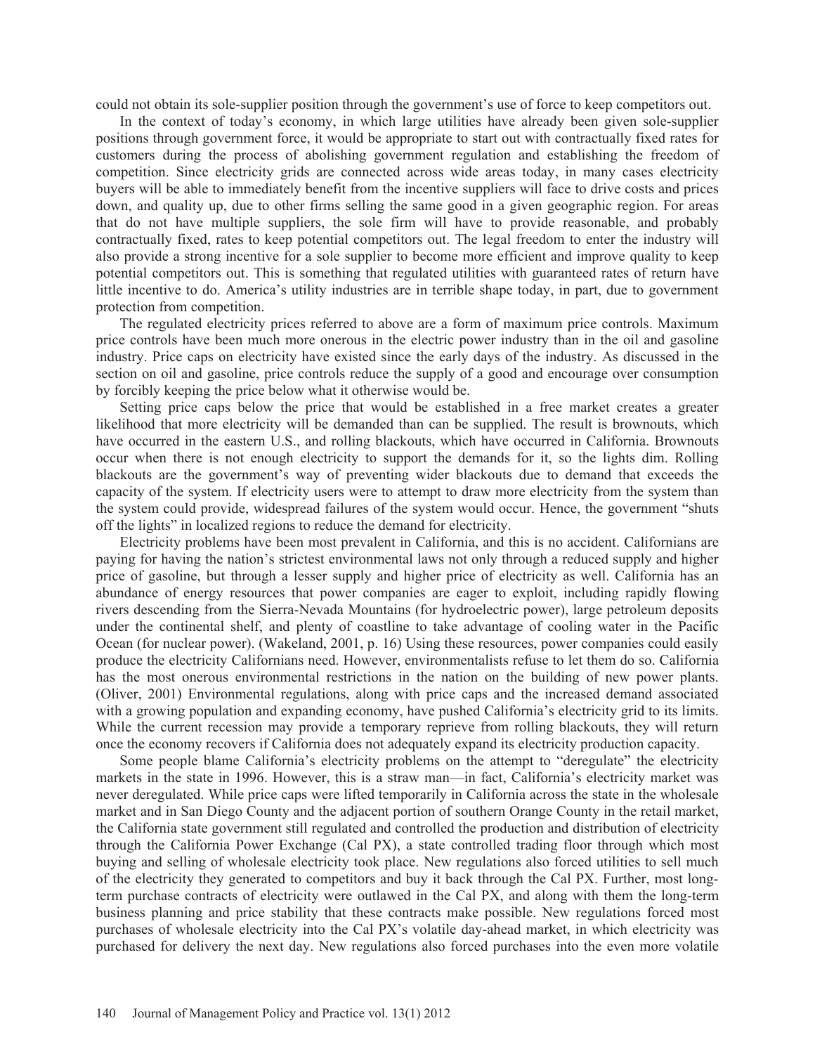could not obtain its sole-supplier position through the government's use of force to keep competitors out.

In the context of today's economy, in which large utilities have already been given sole-supplier positions through government force, it would be appropriate to start out with contractually fixed rates for customers during the process of abolishing government regulation and establishing the freedom of competition. Since electricity grids are connected across wide areas today, in many cases electricity buyers will be able to immediately benefit from the incentive suppliers will face to drive costs and prices down, and quality up, due to other firms selling the same good in a given geographic region. For areas that do not have multiple suppliers, the sole firm will have to provide reasonable, and probably contractually fixed, rates to keep potential competitors out. The legal freedom to enter the industry will also provide a strong incentive for a sole supplier to become more efficient and improve quality to keep potential competitors out. This is something that regulated utilities with guaranteed rates of return have little incentive to do. America's utility industries are in terrible shape today, in part, due to government protection from competition.

The regulated electricity prices referred to above are a form of maximum price controls. Maximum price controls have been much more onerous in the electric power industry than in the oil and gasoline industry. Price caps on electricity have existed since the early days of the industry. As discussed in the section on oil and gasoline, price controls reduce the supply of a good and encourage over consumption by forcibly keeping the price below what it otherwise would be.

Setting price caps below the price that would be established in a free market creates a greater likelihood that more electricity will be demanded than can be supplied. The result is brownouts, which have occurred in the eastern U.S., and rolling blackouts, which have occurred in California. Brownouts occur when there is not enough electricity to support the demands for it, so the lights dim. Rolling blackouts are the government's way of preventing wider blackouts due to demand that exceeds the capacity of the system. If electricity users were to attempt to draw more electricity from the system than the system could provide, widespread failures of the system would occur. Hence, the government "shuts off the lights" in localized regions to reduce the demand for electricity.

Electricity problems have been most prevalent in California, and this is no accident. Californians are paying for having the nation's strictest environmental laws not only through a reduced supply and higher price of gasoline, but through a lesser supply and higher price of electricity as well. California has an abundance of energy resources that power companies are eager to exploit, including rapidly flowing rivers descending from the Sierra-Nevada Mountains (for hydroelectric power), large petroleum deposits under the continental shelf, and plenty of coastline to take advantage of cooling water in the Pacific Ocean (for nuclear power). (Wakeland, 2001, p. 16) Using these resources, power companies could easily produce the electricity Californians need. However, environmentalists refuse to let them do so. California has the most onerous environmental restrictions in the nation on the building of new power plants. (Oliver, 2001) Environmental regulations, along with price caps and the increased demand associated with a growing population and expanding economy, have pushed California's electricity grid to its limits. While the current recession may provide a temporary reprieve from rolling blackouts, they will return once the economy recovers if California does not adequately expand its electricity production capacity.

Some people blame California's electricity problems on the attempt to "deregulate" the electricity markets in the state in 1996. However, this is a straw man—in fact, California's electricity market was never deregulated. While price caps were lifted temporarily in California across the state in the wholesale market and in San Diego County and the adjacent portion of southern Orange County in the retail market, the California state government still regulated and controlled the production and distribution of electricity through the California Power Exchange (Cal PX), a state controlled trading floor through which most buying and selling of wholesale electricity took place. New regulations also forced utilities to sell much of the electricity they generated to competitors and buy it back through the Cal PX. Further, most long-term purchase contracts of electricity were outlawed in the Cal PX, and along with them the long-term business planning and price stability that these contracts make possible. New regulations forced most purchases of wholesale electricity into the Cal PX's volatile day-ahead market, in which electricity was purchased for delivery the next day. New regulations also forced purchases into the even more volatile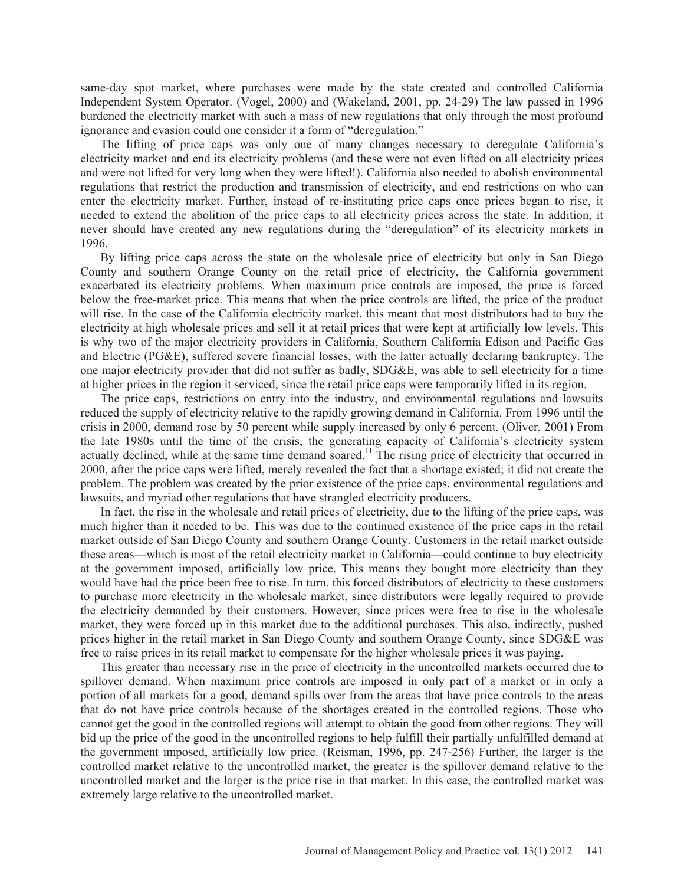same-day spot market, where purchases were made by the state created and controlled California Independent System Operator. (Vogel, 2000) and (Wakeland, 2001, pp. 24-29) The law passed in 1996 burdened the electricity market with such a mass of new regulations that only through the most profound ignorance and evasion could one consider it a form of "deregulation."

The lifting of price caps was only one of many changes necessary to deregulate California's electricity market and end its electricity problems (and these were not even lifted on all electricity prices and were not lifted for very long when they were lifted!). California also needed to abolish environmental regulations that restrict the production and transmission of electricity, and end restrictions on who can enter the electricity market. Further, instead of re-instituting price caps once prices began to rise, it needed to extend the abolition of the price caps to all electricity prices across the state. In addition, it never should have created any new regulations during the "deregulation" of its electricity markets in 1996.

By lifting price caps across the state on the wholesale price of electricity but only in San Diego County and southern Orange County on the retail price of electricity, the California government exacerbated its electricity problems. When maximum price controls are imposed, the price is forced below the free-market price. This means that when the price controls are lifted, the price of the product will rise. In the case of the California electricity market, this meant that most distributors had to buy the electricity at high wholesale prices and sell it at retail prices that were kept at artificially low levels. This is why two of the major electricity providers in California, Southern California Edison and Pacific Gas and Electric (PG&E), suffered severe financial losses, with the latter actually declaring bankruptcy. The one major electricity provider that did not suffer as badly, SDG&E, was able to sell electricity for a time at higher prices in the region it serviced, since the retail price caps were temporarily lifted in its region.

The price caps, restrictions on entry into the industry, and environmental regulations and lawsuits reduced the supply of electricity relative to the rapidly growing demand in California. From 1996 until the crisis in 2000, demand rose by 50 percent while supply increased by only 6 percent. (Oliver, 2001) From the late 1980s until the time of the crisis, the generating capacity of California's electricity system actually declined, while at the same time demand soared.[11] The rising price of electricity that occurred in 2000, after the price caps were lifted, merely revealed the fact that a shortage existed; it did not create the problem. The problem was created by the prior existence of the price caps, environmental regulations and lawsuits, and myriad other regulations that have strangled electricity producers.

In fact, the rise in the wholesale and retail prices of electricity, due to the lifting of the price caps, was much higher than it needed to be. This was due to the continued existence of the price caps in the retail market outside of San Diego County and southern Orange County. Customers in the retail market outside these areas—which is most of the retail electricity market in California—could continue to buy electricity at the government imposed, artificially low price. This means they bought more electricity than they would have had the price been free to rise. In turn, this forced distributors of electricity to these customers to purchase more electricity in the wholesale market, since distributors were legally required to provide the electricity demanded by their customers. However, since prices were free to rise in the wholesale market, they were forced up in this market due to the additional purchases. This also, indirectly, pushed prices higher in the retail market in San Diego County and southern Orange County, since SDG&E was free to raise prices in its retail market to compensate for the higher wholesale prices it was paying.

This greater than necessary rise in the price of electricity in the uncontrolled markets occurred due to spillover demand. When maximum price controls are imposed in only part of a market or in only a portion of all markets for a good, demand spills over from the areas that have price controls to the areas that do not have price controls because of the shortages created in the controlled regions. Those who cannot get the good in the controlled regions will attempt to obtain the good from other regions. They will bid up the price of the good in the uncontrolled regions to help fulfill their partially unfulfilled demand at the government imposed, artificially low price. (Reisman, 1996, pp. 247-256) Further, the larger is the controlled market relative to the uncontrolled market, the greater is the spillover demand relative to the uncontrolled market and the larger is the price rise in that market. In this case, the controlled market was extremely large relative to the uncontrolled market.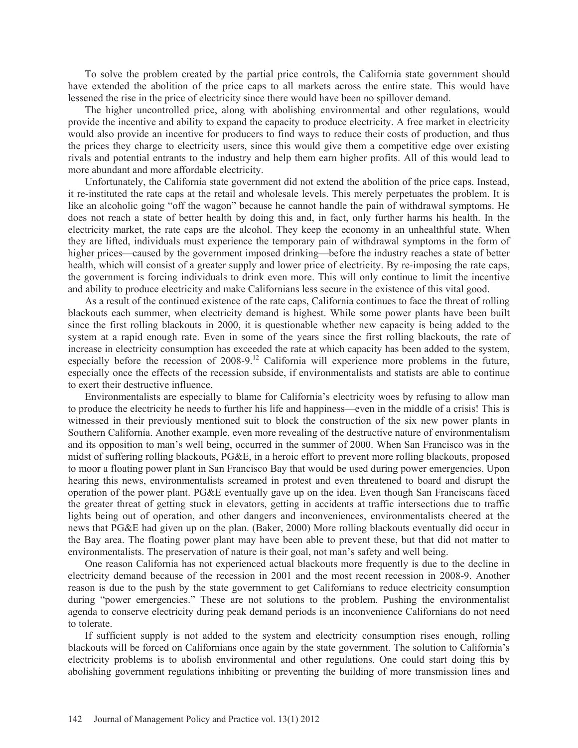To solve the problem created by the partial price controls, the California state government should have extended the abolition of the price caps to all markets across the entire state. This would have lessened the rise in the price of electricity since there would have been no spillover demand.

The higher uncontrolled price, along with abolishing environmental and other regulations, would provide the incentive and ability to expand the capacity to produce electricity. A free market in electricity would also provide an incentive for producers to find ways to reduce their costs of production, and thus the prices they charge to electricity users, since this would give them a competitive edge over existing rivals and potential entrants to the industry and help them earn higher profits. All of this would lead to more abundant and more affordable electricity.

Unfortunately, the California state government did not extend the abolition of the price caps. Instead, it re-instituted the rate caps at the retail and wholesale levels. This merely perpetuates the problem. It is like an alcoholic going "off the wagon" because he cannot handle the pain of withdrawal symptoms. He does not reach a state of better health by doing this and, in fact, only further harms his health. In the electricity market, the rate caps are the alcohol. They keep the economy in an unhealthful state. When they are lifted, individuals must experience the temporary pain of withdrawal symptoms in the form of higher prices—caused by the government imposed drinking—before the industry reaches a state of better health, which will consist of a greater supply and lower price of electricity. By re-imposing the rate caps, the government is forcing individuals to drink even more. This will only continue to limit the incentive and ability to produce electricity and make Californians less secure in the existence of this vital good.

As a result of the continued existence of the rate caps, California continues to face the threat of rolling blackouts each summer, when electricity demand is highest. While some power plants have been built since the first rolling blackouts in 2000, it is questionable whether new capacity is being added to the system at a rapid enough rate. Even in some of the years since the first rolling blackouts, the rate of increase in electricity consumption has exceeded the rate at which capacity has been added to the system, especially before the recession of 2008-9.[12] California will experience more problems in the future, especially once the effects of the recession subside, if environmentalists and statists are able to continue to exert their destructive influence.

Environmentalists are especially to blame for California's electricity woes by refusing to allow man to produce the electricity he needs to further his life and happiness—even in the middle of a crisis! This is witnessed in their previously mentioned suit to block the construction of the six new power plants in Southern California. Another example, even more revealing of the destructive nature of environmentalism and its opposition to man's well being, occurred in the summer of 2000. When San Francisco was in the midst of suffering rolling blackouts, PG&E, in a heroic effort to prevent more rolling blackouts, proposed to moor a floating power plant in San Francisco Bay that would be used during power emergencies. Upon hearing this news, environmentalists screamed in protest and even threatened to board and disrupt the operation of the power plant. PG&E eventually gave up on the idea. Even though San Franciscans faced the greater threat of getting stuck in elevators, getting in accidents at traffic intersections due to traffic lights being out of operation, and other dangers and inconveniences, environmentalists cheered at the news that PG&E had given up on the plan. (Baker, 2000) More rolling blackouts eventually did occur in the Bay area. The floating power plant may have been able to prevent these, but that did not matter to environmentalists. The preservation of nature is their goal, not man's safety and well being.

One reason California has not experienced actual blackouts more frequently is due to the decline in electricity demand because of the recession in 2001 and the most recent recession in 2008-9. Another reason is due to the push by the state government to get Californians to reduce electricity consumption during "power emergencies." These are not solutions to the problem. Pushing the environmentalist agenda to conserve electricity during peak demand periods is an inconvenience Californians do not need to tolerate.

If sufficient supply is not added to the system and electricity consumption rises enough, rolling blackouts will be forced on Californians once again by the state government. The solution to California's electricity problems is to abolish environmental and other regulations. One could start doing this by abolishing government regulations inhibiting or preventing the building of more transmission lines and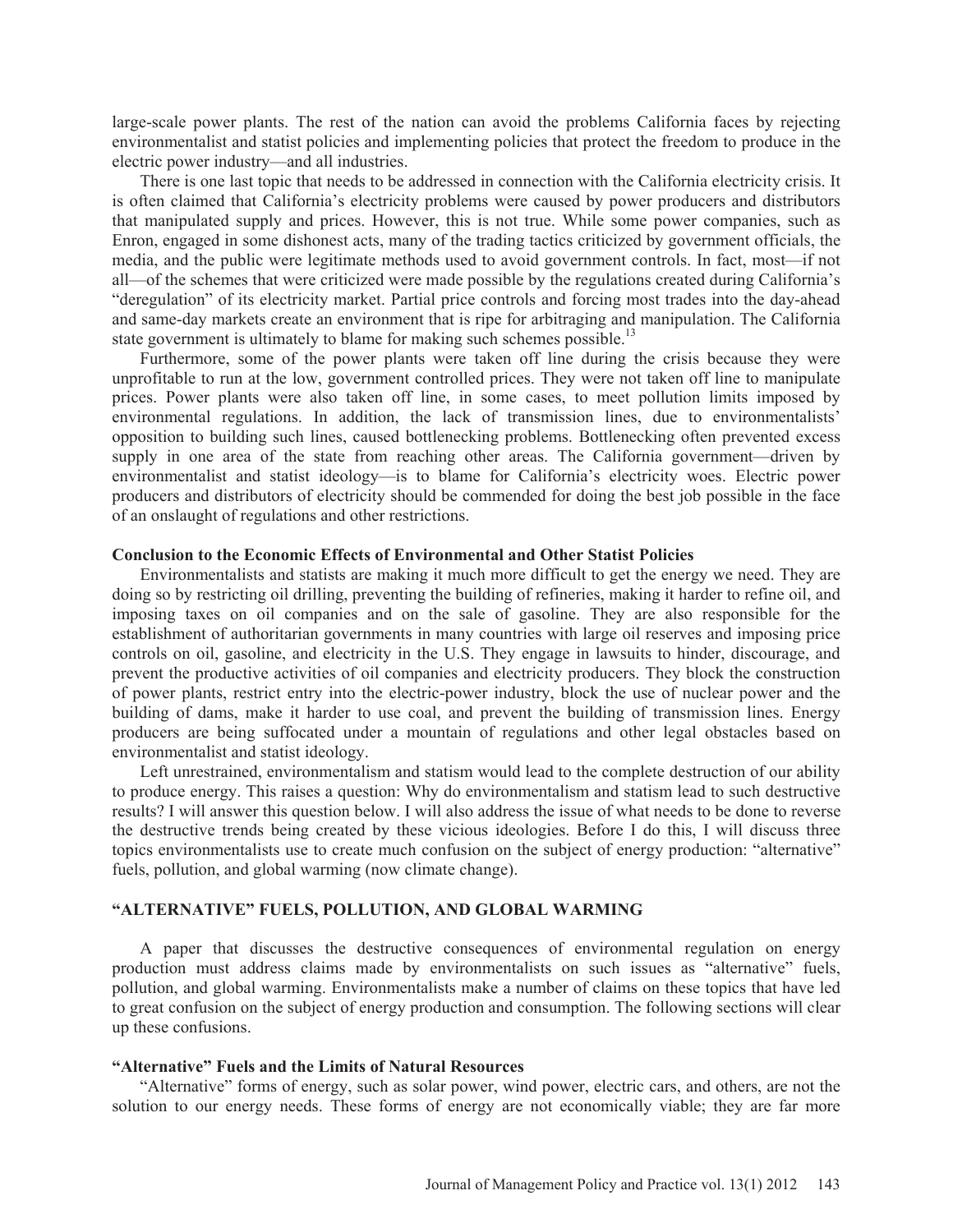large-scale power plants. The rest of the nation can avoid the problems California faces by rejecting environmentalist and statist policies and implementing policies that protect the freedom to produce in the electric power industry—and all industries.

There is one last topic that needs to be addressed in connection with the California electricity crisis. It is often claimed that California's electricity problems were caused by power producers and distributors that manipulated supply and prices. However, this is not true. While some power companies, such as Enron, engaged in some dishonest acts, many of the trading tactics criticized by government officials, the media, and the public were legitimate methods used to avoid government controls. In fact, most—if not all—of the schemes that were criticized were made possible by the regulations created during California's "deregulation" of its electricity market. Partial price controls and forcing most trades into the day-ahead and same-day markets create an environment that is ripe for arbitraging and manipulation. The California state government is ultimately to blame for making such schemes possible.[13]

Furthermore, some of the power plants were taken off line during the crisis because they were unprofitable to run at the low, government controlled prices. They were not taken off line to manipulate prices. Power plants were also taken off line, in some cases, to meet pollution limits imposed by environmental regulations. In addition, the lack of transmission lines, due to environmentalists' opposition to building such lines, caused bottlenecking problems. Bottlenecking often prevented excess supply in one area of the state from reaching other areas. The California government—driven by environmentalist and statist ideology—is to blame for California's electricity woes. Electric power producers and distributors of electricity should be commended for doing the best job possible in the face of an onslaught of regulations and other restrictions.

### Conclusion to the Economic Effects of Environmental and Other Statist Policies

Environmentalists and statists are making it much more difficult to get the energy we need. They are doing so by restricting oil drilling, preventing the building of refineries, making it harder to refine oil, and imposing taxes on oil companies and on the sale of gasoline. They are also responsible for the establishment of authoritarian governments in many countries with large oil reserves and imposing price controls on oil, gasoline, and electricity in the U.S. They engage in lawsuits to hinder, discourage, and prevent the productive activities of oil companies and electricity producers. They block the construction of power plants, restrict entry into the electric-power industry, block the use of nuclear power and the building of dams, make it harder to use coal, and prevent the building of transmission lines. Energy producers are being suffocated under a mountain of regulations and other legal obstacles based on environmentalist and statist ideology.

Left unrestrained, environmentalism and statism would lead to the complete destruction of our ability to produce energy. This raises a question: Why do environmentalism and statism lead to such destructive results? I will answer this question below. I will also address the issue of what needs to be done to reverse the destructive trends being created by these vicious ideologies. Before I do this, I will discuss three topics environmentalists use to create much confusion on the subject of energy production: "alternative" fuels, pollution, and global warming (now climate change).

## "ALTERNATIVE" FUELS, POLLUTION, AND GLOBAL WARMING

A paper that discusses the destructive consequences of environmental regulation on energy production must address claims made by environmentalists on such issues as "alternative" fuels, pollution, and global warming. Environmentalists make a number of claims on these topics that have led to great confusion on the subject of energy production and consumption. The following sections will clear up these confusions.

### "Alternative" Fuels and the Limits of Natural Resources

"Alternative" forms of energy, such as solar power, wind power, electric cars, and others, are not the solution to our energy needs. These forms of energy are not economically viable; they are far more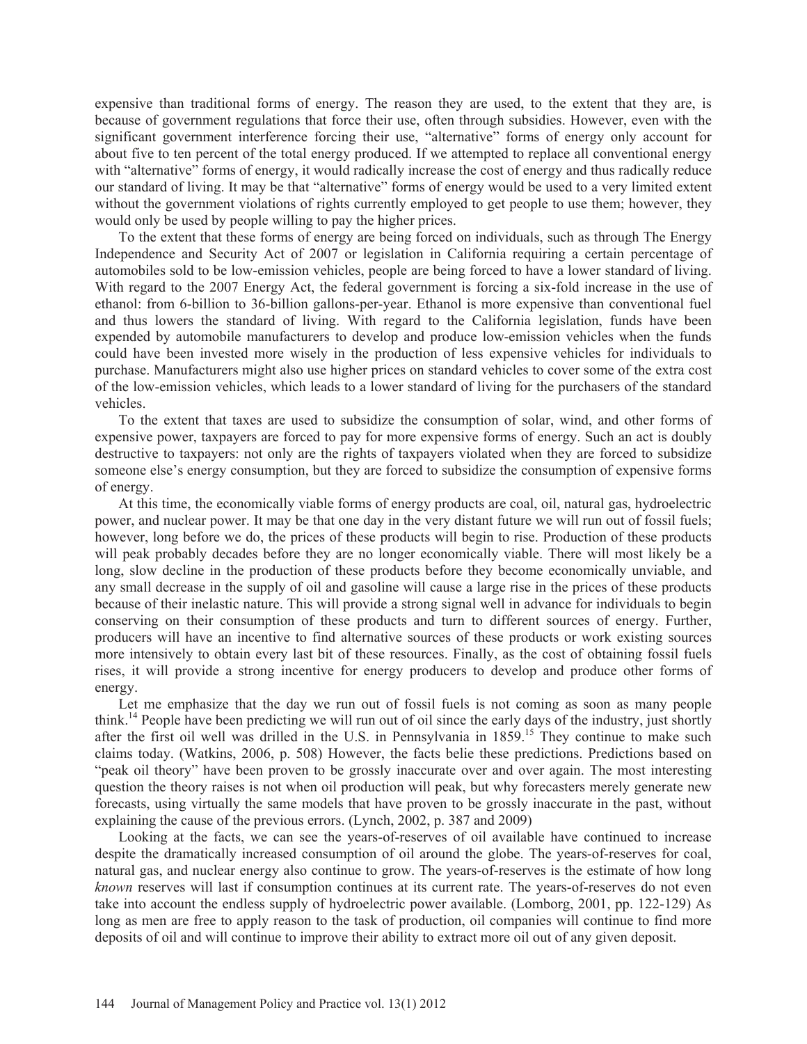expensive than traditional forms of energy. The reason they are used, to the extent that they are, is because of government regulations that force their use, often through subsidies. However, even with the significant government interference forcing their use, "alternative" forms of energy only account for about five to ten percent of the total energy produced. If we attempted to replace all conventional energy with "alternative" forms of energy, it would radically increase the cost of energy and thus radically reduce our standard of living. It may be that "alternative" forms of energy would be used to a very limited extent without the government violations of rights currently employed to get people to use them; however, they would only be used by people willing to pay the higher prices.

To the extent that these forms of energy are being forced on individuals, such as through The Energy Independence and Security Act of 2007 or legislation in California requiring a certain percentage of automobiles sold to be low-emission vehicles, people are being forced to have a lower standard of living. With regard to the 2007 Energy Act, the federal government is forcing a six-fold increase in the use of ethanol: from 6-billion to 36-billion gallons-per-year. Ethanol is more expensive than conventional fuel and thus lowers the standard of living. With regard to the California legislation, funds have been expended by automobile manufacturers to develop and produce low-emission vehicles when the funds could have been invested more wisely in the production of less expensive vehicles for individuals to purchase. Manufacturers might also use higher prices on standard vehicles to cover some of the extra cost of the low-emission vehicles, which leads to a lower standard of living for the purchasers of the standard vehicles.

To the extent that taxes are used to subsidize the consumption of solar, wind, and other forms of expensive power, taxpayers are forced to pay for more expensive forms of energy. Such an act is doubly destructive to taxpayers: not only are the rights of taxpayers violated when they are forced to subsidize someone else's energy consumption, but they are forced to subsidize the consumption of expensive forms of energy.

At this time, the economically viable forms of energy products are coal, oil, natural gas, hydroelectric power, and nuclear power. It may be that one day in the very distant future we will run out of fossil fuels; however, long before we do, the prices of these products will begin to rise. Production of these products will peak probably decades before they are no longer economically viable. There will most likely be a long, slow decline in the production of these products before they become economically unviable, and any small decrease in the supply of oil and gasoline will cause a large rise in the prices of these products because of their inelastic nature. This will provide a strong signal well in advance for individuals to begin conserving on their consumption of these products and turn to different sources of energy. Further, producers will have an incentive to find alternative sources of these products or work existing sources more intensively to obtain every last bit of these resources. Finally, as the cost of obtaining fossil fuels rises, it will provide a strong incentive for energy producers to develop and produce other forms of energy.

Let me emphasize that the day we run out of fossil fuels is not coming as soon as many people think.[14] People have been predicting we will run out of oil since the early days of the industry, just shortly after the first oil well was drilled in the U.S. in Pennsylvania in 1859.[15] They continue to make such claims today. (Watkins, 2006, p. 508) However, the facts belie these predictions. Predictions based on "peak oil theory" have been proven to be grossly inaccurate over and over again. The most interesting question the theory raises is not when oil production will peak, but why forecasters merely generate new forecasts, using virtually the same models that have proven to be grossly inaccurate in the past, without explaining the cause of the previous errors. (Lynch, 2002, p. 387 and 2009)

Looking at the facts, we can see the years-of-reserves of oil available have continued to increase despite the dramatically increased consumption of oil around the globe. The years-of-reserves for coal, natural gas, and nuclear energy also continue to grow. The years-of-reserves is the estimate of how long *known* reserves will last if consumption continues at its current rate. The years-of-reserves do not even take into account the endless supply of hydroelectric power available. (Lomborg, 2001, pp. 122-129) As long as men are free to apply reason to the task of production, oil companies will continue to find more deposits of oil and will continue to improve their ability to extract more oil out of any given deposit.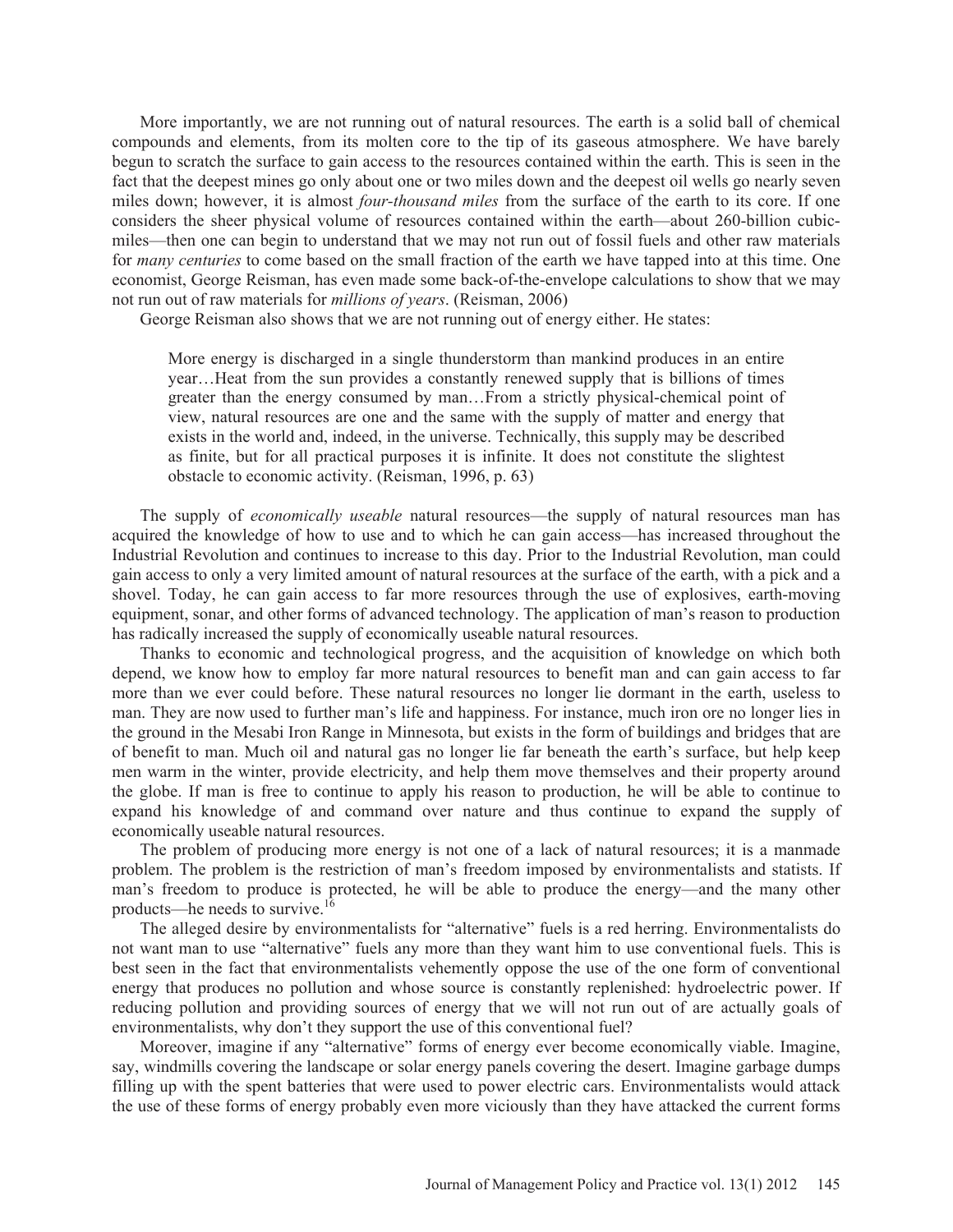More importantly, we are not running out of natural resources. The earth is a solid ball of chemical compounds and elements, from its molten core to the tip of its gaseous atmosphere. We have barely begun to scratch the surface to gain access to the resources contained within the earth. This is seen in the fact that the deepest mines go only about one or two miles down and the deepest oil wells go nearly seven miles down; however, it is almost *four-thousand miles* from the surface of the earth to its core. If one considers the sheer physical volume of resources contained within the earth—about 260-billion cubic-miles—then one can begin to understand that we may not run out of fossil fuels and other raw materials for *many centuries* to come based on the small fraction of the earth we have tapped into at this time. One economist, George Reisman, has even made some back-of-the-envelope calculations to show that we may not run out of raw materials for *millions of years*. (Reisman, 2006)

George Reisman also shows that we are not running out of energy either. He states:

> More energy is discharged in a single thunderstorm than mankind produces in an entire year…Heat from the sun provides a constantly renewed supply that is billions of times greater than the energy consumed by man…From a strictly physical-chemical point of view, natural resources are one and the same with the supply of matter and energy that exists in the world and, indeed, in the universe. Technically, this supply may be described as finite, but for all practical purposes it is infinite. It does not constitute the slightest obstacle to economic activity. (Reisman, 1996, p. 63)

The supply of *economically useable* natural resources—the supply of natural resources man has acquired the knowledge of how to use and to which he can gain access—has increased throughout the Industrial Revolution and continues to increase to this day. Prior to the Industrial Revolution, man could gain access to only a very limited amount of natural resources at the surface of the earth, with a pick and a shovel. Today, he can gain access to far more resources through the use of explosives, earth-moving equipment, sonar, and other forms of advanced technology. The application of man's reason to production has radically increased the supply of economically useable natural resources.

Thanks to economic and technological progress, and the acquisition of knowledge on which both depend, we know how to employ far more natural resources to benefit man and can gain access to far more than we ever could before. These natural resources no longer lie dormant in the earth, useless to man. They are now used to further man's life and happiness. For instance, much iron ore no longer lies in the ground in the Mesabi Iron Range in Minnesota, but exists in the form of buildings and bridges that are of benefit to man. Much oil and natural gas no longer lie far beneath the earth's surface, but help keep men warm in the winter, provide electricity, and help them move themselves and their property around the globe. If man is free to continue to apply his reason to production, he will be able to continue to expand his knowledge of and command over nature and thus continue to expand the supply of economically useable natural resources.

The problem of producing more energy is not one of a lack of natural resources; it is a manmade problem. The problem is the restriction of man's freedom imposed by environmentalists and statists. If man's freedom to produce is protected, he will be able to produce the energy—and the many other products—he needs to survive.[16]

The alleged desire by environmentalists for "alternative" fuels is a red herring. Environmentalists do not want man to use "alternative" fuels any more than they want him to use conventional fuels. This is best seen in the fact that environmentalists vehemently oppose the use of the one form of conventional energy that produces no pollution and whose source is constantly replenished: hydroelectric power. If reducing pollution and providing sources of energy that we will not run out of are actually goals of environmentalists, why don't they support the use of this conventional fuel?

Moreover, imagine if any "alternative" forms of energy ever become economically viable. Imagine, say, windmills covering the landscape or solar energy panels covering the desert. Imagine garbage dumps filling up with the spent batteries that were used to power electric cars. Environmentalists would attack the use of these forms of energy probably even more viciously than they have attacked the current forms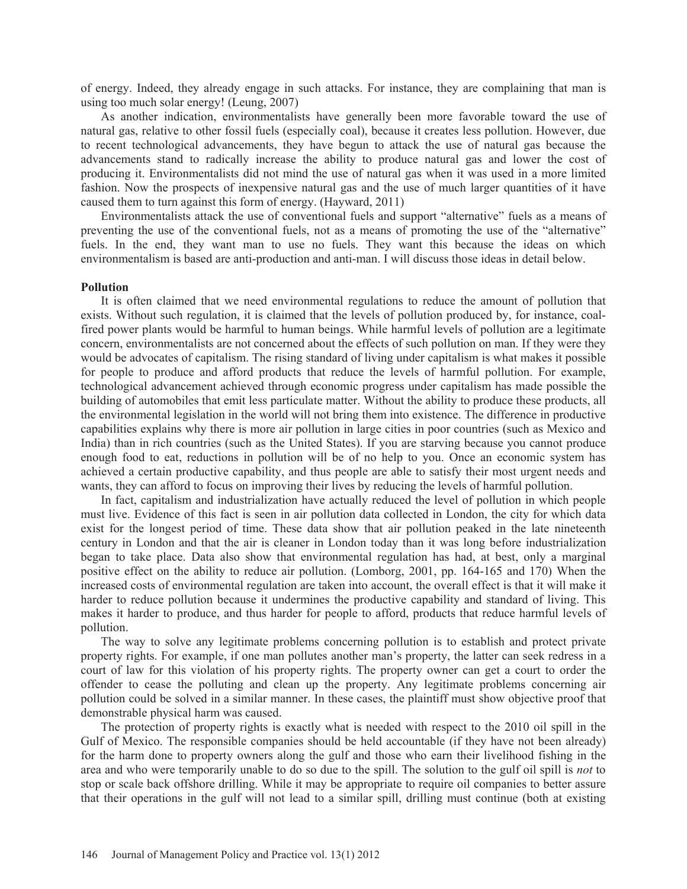of energy. Indeed, they already engage in such attacks. For instance, they are complaining that man is using too much solar energy! (Leung, 2007)

As another indication, environmentalists have generally been more favorable toward the use of natural gas, relative to other fossil fuels (especially coal), because it creates less pollution. However, due to recent technological advancements, they have begun to attack the use of natural gas because the advancements stand to radically increase the ability to produce natural gas and lower the cost of producing it. Environmentalists did not mind the use of natural gas when it was used in a more limited fashion. Now the prospects of inexpensive natural gas and the use of much larger quantities of it have caused them to turn against this form of energy. (Hayward, 2011)

Environmentalists attack the use of conventional fuels and support "alternative" fuels as a means of preventing the use of the conventional fuels, not as a means of promoting the use of the "alternative" fuels. In the end, they want man to use no fuels. They want this because the ideas on which environmentalism is based are anti-production and anti-man. I will discuss those ideas in detail below.

**Pollution**

It is often claimed that we need environmental regulations to reduce the amount of pollution that exists. Without such regulation, it is claimed that the levels of pollution produced by, for instance, coal-fired power plants would be harmful to human beings. While harmful levels of pollution are a legitimate concern, environmentalists are not concerned about the effects of such pollution on man. If they were they would be advocates of capitalism. The rising standard of living under capitalism is what makes it possible for people to produce and afford products that reduce the levels of harmful pollution. For example, technological advancement achieved through economic progress under capitalism has made possible the building of automobiles that emit less particulate matter. Without the ability to produce these products, all the environmental legislation in the world will not bring them into existence. The difference in productive capabilities explains why there is more air pollution in large cities in poor countries (such as Mexico and India) than in rich countries (such as the United States). If you are starving because you cannot produce enough food to eat, reductions in pollution will be of no help to you. Once an economic system has achieved a certain productive capability, and thus people are able to satisfy their most urgent needs and wants, they can afford to focus on improving their lives by reducing the levels of harmful pollution.

In fact, capitalism and industrialization have actually reduced the level of pollution in which people must live. Evidence of this fact is seen in air pollution data collected in London, the city for which data exist for the longest period of time. These data show that air pollution peaked in the late nineteenth century in London and that the air is cleaner in London today than it was long before industrialization began to take place. Data also show that environmental regulation has had, at best, only a marginal positive effect on the ability to reduce air pollution. (Lomborg, 2001, pp. 164-165 and 170) When the increased costs of environmental regulation are taken into account, the overall effect is that it will make it harder to reduce pollution because it undermines the productive capability and standard of living. This makes it harder to produce, and thus harder for people to afford, products that reduce harmful levels of pollution.

The way to solve any legitimate problems concerning pollution is to establish and protect private property rights. For example, if one man pollutes another man's property, the latter can seek redress in a court of law for this violation of his property rights. The property owner can get a court to order the offender to cease the polluting and clean up the property. Any legitimate problems concerning air pollution could be solved in a similar manner. In these cases, the plaintiff must show objective proof that demonstrable physical harm was caused.

The protection of property rights is exactly what is needed with respect to the 2010 oil spill in the Gulf of Mexico. The responsible companies should be held accountable (if they have not been already) for the harm done to property owners along the gulf and those who earn their livelihood fishing in the area and who were temporarily unable to do so due to the spill. The solution to the gulf oil spill is *not* to stop or scale back offshore drilling. While it may be appropriate to require oil companies to better assure that their operations in the gulf will not lead to a similar spill, drilling must continue (both at existing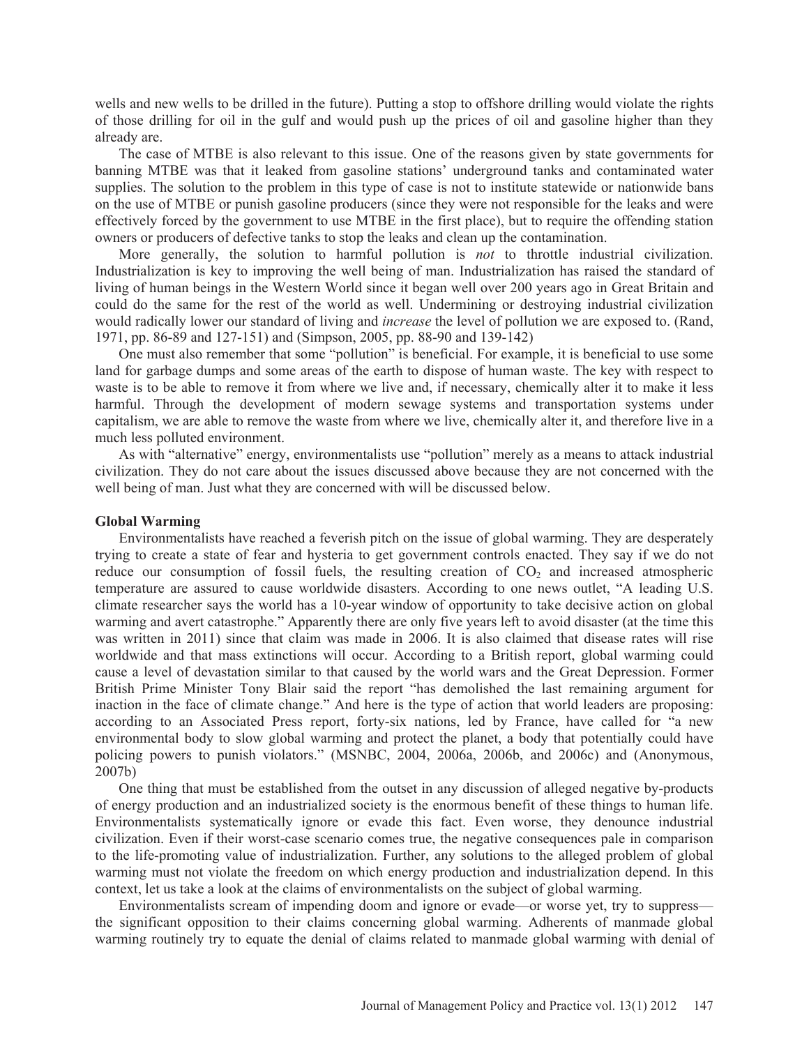wells and new wells to be drilled in the future). Putting a stop to offshore drilling would violate the rights of those drilling for oil in the gulf and would push up the prices of oil and gasoline higher than they already are.

The case of MTBE is also relevant to this issue. One of the reasons given by state governments for banning MTBE was that it leaked from gasoline stations' underground tanks and contaminated water supplies. The solution to the problem in this type of case is not to institute statewide or nationwide bans on the use of MTBE or punish gasoline producers (since they were not responsible for the leaks and were effectively forced by the government to use MTBE in the first place), but to require the offending station owners or producers of defective tanks to stop the leaks and clean up the contamination.

More generally, the solution to harmful pollution is *not* to throttle industrial civilization. Industrialization is key to improving the well being of man. Industrialization has raised the standard of living of human beings in the Western World since it began well over 200 years ago in Great Britain and could do the same for the rest of the world as well. Undermining or destroying industrial civilization would radically lower our standard of living and *increase* the level of pollution we are exposed to. (Rand, 1971, pp. 86-89 and 127-151) and (Simpson, 2005, pp. 88-90 and 139-142)

One must also remember that some "pollution" is beneficial. For example, it is beneficial to use some land for garbage dumps and some areas of the earth to dispose of human waste. The key with respect to waste is to be able to remove it from where we live and, if necessary, chemically alter it to make it less harmful. Through the development of modern sewage systems and transportation systems under capitalism, we are able to remove the waste from where we live, chemically alter it, and therefore live in a much less polluted environment.

As with "alternative" energy, environmentalists use "pollution" merely as a means to attack industrial civilization. They do not care about the issues discussed above because they are not concerned with the well being of man. Just what they are concerned with will be discussed below.

**Global Warming**

Environmentalists have reached a feverish pitch on the issue of global warming. They are desperately trying to create a state of fear and hysteria to get government controls enacted. They say if we do not reduce our consumption of fossil fuels, the resulting creation of $CO_2$ and increased atmospheric temperature are assured to cause worldwide disasters. According to one news outlet, "A leading U.S. climate researcher says the world has a 10-year window of opportunity to take decisive action on global warming and avert catastrophe." Apparently there are only five years left to avoid disaster (at the time this was written in 2011) since that claim was made in 2006. It is also claimed that disease rates will rise worldwide and that mass extinctions will occur. According to a British report, global warming could cause a level of devastation similar to that caused by the world wars and the Great Depression. Former British Prime Minister Tony Blair said the report "has demolished the last remaining argument for inaction in the face of climate change." And here is the type of action that world leaders are proposing: according to an Associated Press report, forty-six nations, led by France, have called for "a new environmental body to slow global warming and protect the planet, a body that potentially could have policing powers to punish violators." (MSNBC, 2004, 2006a, 2006b, and 2006c) and (Anonymous, 2007b)

One thing that must be established from the outset in any discussion of alleged negative by-products of energy production and an industrialized society is the enormous benefit of these things to human life. Environmentalists systematically ignore or evade this fact. Even worse, they denounce industrial civilization. Even if their worst-case scenario comes true, the negative consequences pale in comparison to the life-promoting value of industrialization. Further, any solutions to the alleged problem of global warming must not violate the freedom on which energy production and industrialization depend. In this context, let us take a look at the claims of environmentalists on the subject of global warming.

Environmentalists scream of impending doom and ignore or evade—or worse yet, try to suppress—the significant opposition to their claims concerning global warming. Adherents of manmade global warming routinely try to equate the denial of claims related to manmade global warming with denial of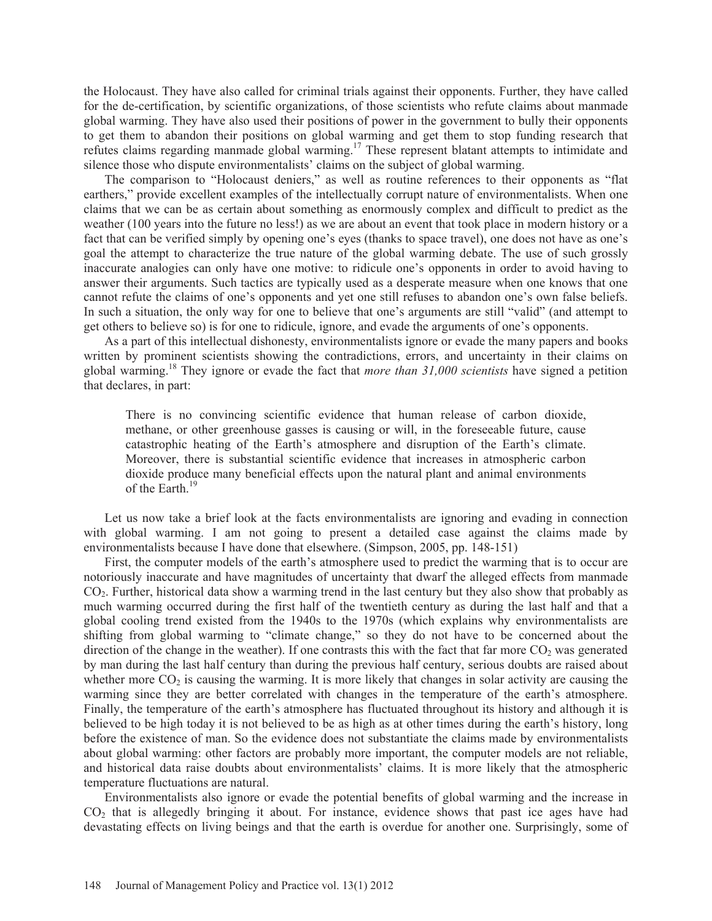the Holocaust. They have also called for criminal trials against their opponents. Further, they have called for the de-certification, by scientific organizations, of those scientists who refute claims about manmade global warming. They have also used their positions of power in the government to bully their opponents to get them to abandon their positions on global warming and get them to stop funding research that refutes claims regarding manmade global warming.[17] These represent blatant attempts to intimidate and silence those who dispute environmentalists' claims on the subject of global warming.

The comparison to "Holocaust deniers," as well as routine references to their opponents as "flat earthers," provide excellent examples of the intellectually corrupt nature of environmentalists. When one claims that we can be as certain about something as enormously complex and difficult to predict as the weather (100 years into the future no less!) as we are about an event that took place in modern history or a fact that can be verified simply by opening one's eyes (thanks to space travel), one does not have as one's goal the attempt to characterize the true nature of the global warming debate. The use of such grossly inaccurate analogies can only have one motive: to ridicule one's opponents in order to avoid having to answer their arguments. Such tactics are typically used as a desperate measure when one knows that one cannot refute the claims of one's opponents and yet one still refuses to abandon one's own false beliefs. In such a situation, the only way for one to believe that one's arguments are still "valid" (and attempt to get others to believe so) is for one to ridicule, ignore, and evade the arguments of one's opponents.

As a part of this intellectual dishonesty, environmentalists ignore or evade the many papers and books written by prominent scientists showing the contradictions, errors, and uncertainty in their claims on global warming.[18] They ignore or evade the fact that *more than 31,000 scientists* have signed a petition that declares, in part:

> There is no convincing scientific evidence that human release of carbon dioxide, methane, or other greenhouse gasses is causing or will, in the foreseeable future, cause catastrophic heating of the Earth's atmosphere and disruption of the Earth's climate. Moreover, there is substantial scientific evidence that increases in atmospheric carbon dioxide produce many beneficial effects upon the natural plant and animal environments of the Earth.[19]

Let us now take a brief look at the facts environmentalists are ignoring and evading in connection with global warming. I am not going to present a detailed case against the claims made by environmentalists because I have done that elsewhere. (Simpson, 2005, pp. 148-151)

First, the computer models of the earth's atmosphere used to predict the warming that is to occur are notoriously inaccurate and have magnitudes of uncertainty that dwarf the alleged effects from manmade $CO_2$. Further, historical data show a warming trend in the last century but they also show that probably as much warming occurred during the first half of the twentieth century as during the last half and that a global cooling trend existed from the 1940s to the 1970s (which explains why environmentalists are shifting from global warming to "climate change," so they do not have to be concerned about the direction of the change in the weather). If one contrasts this with the fact that far more $CO_2$ was generated by man during the last half century than during the previous half century, serious doubts are raised about whether more $CO_2$ is causing the warming. It is more likely that changes in solar activity are causing the warming since they are better correlated with changes in the temperature of the earth's atmosphere. Finally, the temperature of the earth's atmosphere has fluctuated throughout its history and although it is believed to be high today it is not believed to be as high as at other times during the earth's history, long before the existence of man. So the evidence does not substantiate the claims made by environmentalists about global warming: other factors are probably more important, the computer models are not reliable, and historical data raise doubts about environmentalists' claims. It is more likely that the atmospheric temperature fluctuations are natural.

Environmentalists also ignore or evade the potential benefits of global warming and the increase in $CO_2$ that is allegedly bringing it about. For instance, evidence shows that past ice ages have had devastating effects on living beings and that the earth is overdue for another one. Surprisingly, some of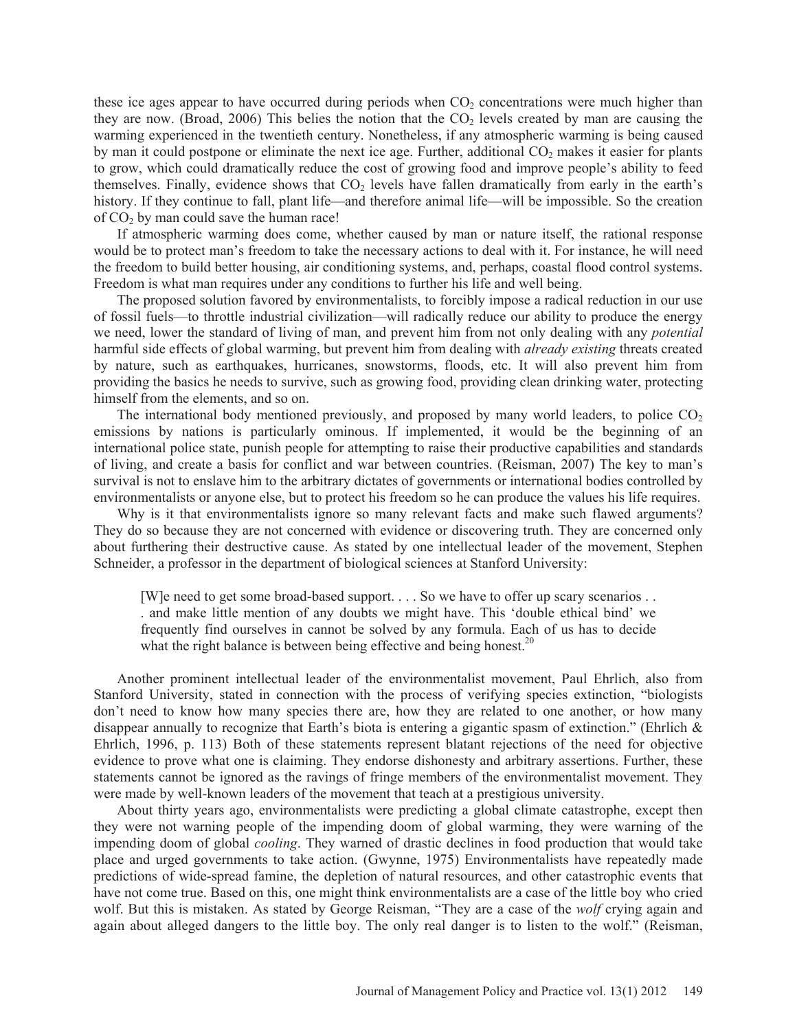these ice ages appear to have occurred during periods when $CO_2$ concentrations were much higher than they are now. (Broad, 2006) This belies the notion that the $CO_2$ levels created by man are causing the warming experienced in the twentieth century. Nonetheless, if any atmospheric warming is being caused by man it could postpone or eliminate the next ice age. Further, additional $CO_2$ makes it easier for plants to grow, which could dramatically reduce the cost of growing food and improve people's ability to feed themselves. Finally, evidence shows that $CO_2$ levels have fallen dramatically from early in the earth's history. If they continue to fall, plant life—and therefore animal life—will be impossible. So the creation of $CO_2$ by man could save the human race!

If atmospheric warming does come, whether caused by man or nature itself, the rational response would be to protect man's freedom to take the necessary actions to deal with it. For instance, he will need the freedom to build better housing, air conditioning systems, and, perhaps, coastal flood control systems. Freedom is what man requires under any conditions to further his life and well being.

The proposed solution favored by environmentalists, to forcibly impose a radical reduction in our use of fossil fuels—to throttle industrial civilization—will radically reduce our ability to produce the energy we need, lower the standard of living of man, and prevent him from not only dealing with any *potential* harmful side effects of global warming, but prevent him from dealing with *already existing* threats created by nature, such as earthquakes, hurricanes, snowstorms, floods, etc. It will also prevent him from providing the basics he needs to survive, such as growing food, providing clean drinking water, protecting himself from the elements, and so on.

The international body mentioned previously, and proposed by many world leaders, to police $CO_2$ emissions by nations is particularly ominous. If implemented, it would be the beginning of an international police state, punish people for attempting to raise their productive capabilities and standards of living, and create a basis for conflict and war between countries. (Reisman, 2007) The key to man's survival is not to enslave him to the arbitrary dictates of governments or international bodies controlled by environmentalists or anyone else, but to protect his freedom so he can produce the values his life requires.

Why is it that environmentalists ignore so many relevant facts and make such flawed arguments? They do so because they are not concerned with evidence or discovering truth. They are concerned only about furthering their destructive cause. As stated by one intellectual leader of the movement, Stephen Schneider, a professor in the department of biological sciences at Stanford University:

> [W]e need to get some broad-based support. . . . So we have to offer up scary scenarios . . . and make little mention of any doubts we might have. This 'double ethical bind' we frequently find ourselves in cannot be solved by any formula. Each of us has to decide what the right balance is between being effective and being honest.[20]

Another prominent intellectual leader of the environmentalist movement, Paul Ehrlich, also from Stanford University, stated in connection with the process of verifying species extinction, "biologists don't need to know how many species there are, how they are related to one another, or how many disappear annually to recognize that Earth's biota is entering a gigantic spasm of extinction." (Ehrlich & Ehrlich, 1996, p. 113) Both of these statements represent blatant rejections of the need for objective evidence to prove what one is claiming. They endorse dishonesty and arbitrary assertions. Further, these statements cannot be ignored as the ravings of fringe members of the environmentalist movement. They were made by well-known leaders of the movement that teach at a prestigious university.

About thirty years ago, environmentalists were predicting a global climate catastrophe, except then they were not warning people of the impending doom of global warming, they were warning of the impending doom of global *cooling*. They warned of drastic declines in food production that would take place and urged governments to take action. (Gwynne, 1975) Environmentalists have repeatedly made predictions of wide-spread famine, the depletion of natural resources, and other catastrophic events that have not come true. Based on this, one might think environmentalists are a case of the little boy who cried wolf. But this is mistaken. As stated by George Reisman, "They are a case of the *wolf* crying again and again about alleged dangers to the little boy. The only real danger is to listen to the wolf." (Reisman,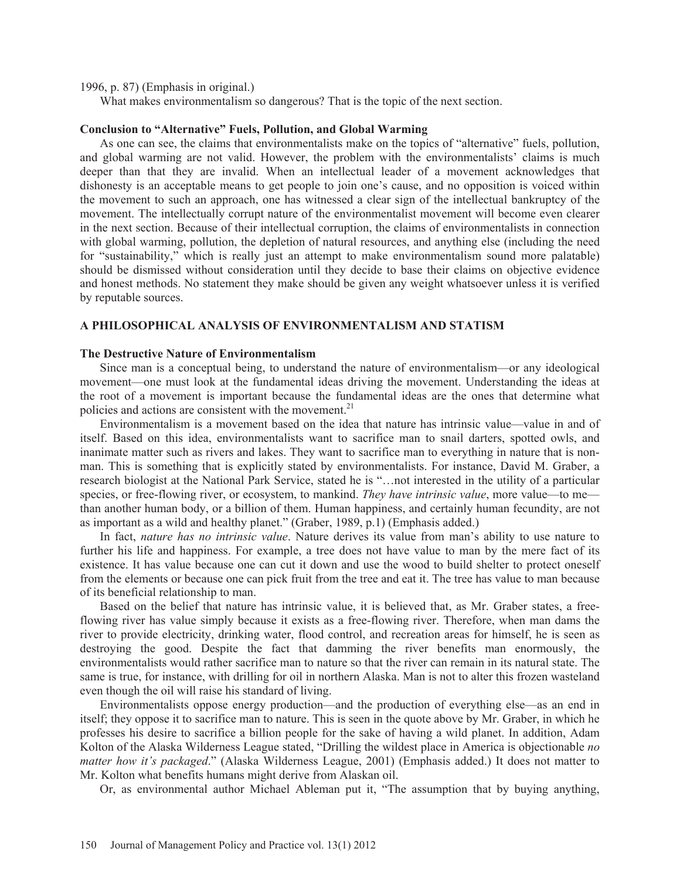1996, p. 87) (Emphasis in original.)

What makes environmentalism so dangerous? That is the topic of the next section.

### Conclusion to "Alternative" Fuels, Pollution, and Global Warming

As one can see, the claims that environmentalists make on the topics of "alternative" fuels, pollution, and global warming are not valid. However, the problem with the environmentalists' claims is much deeper than that they are invalid. When an intellectual leader of a movement acknowledges that dishonesty is an acceptable means to get people to join one's cause, and no opposition is voiced within the movement to such an approach, one has witnessed a clear sign of the intellectual bankruptcy of the movement. The intellectually corrupt nature of the environmentalist movement will become even clearer in the next section. Because of their intellectual corruption, the claims of environmentalists in connection with global warming, pollution, the depletion of natural resources, and anything else (including the need for "sustainability," which is really just an attempt to make environmentalism sound more palatable) should be dismissed without consideration until they decide to base their claims on objective evidence and honest methods. No statement they make should be given any weight whatsoever unless it is verified by reputable sources.

## A PHILOSOPHICAL ANALYSIS OF ENVIRONMENTALISM AND STATISM

### The Destructive Nature of Environmentalism

Since man is a conceptual being, to understand the nature of environmentalism—or any ideological movement—one must look at the fundamental ideas driving the movement. Understanding the ideas at the root of a movement is important because the fundamental ideas are the ones that determine what policies and actions are consistent with the movement.[21]

Environmentalism is a movement based on the idea that nature has intrinsic value—value in and of itself. Based on this idea, environmentalists want to sacrifice man to snail darters, spotted owls, and inanimate matter such as rivers and lakes. They want to sacrifice man to everything in nature that is non-man. This is something that is explicitly stated by environmentalists. For instance, David M. Graber, a research biologist at the National Park Service, stated he is "…not interested in the utility of a particular species, or free-flowing river, or ecosystem, to mankind. *They have intrinsic value*, more value—to me—than another human body, or a billion of them. Human happiness, and certainly human fecundity, are not as important as a wild and healthy planet." (Graber, 1989, p.1) (Emphasis added.)

In fact, *nature has no intrinsic value*. Nature derives its value from man's ability to use nature to further his life and happiness. For example, a tree does not have value to man by the mere fact of its existence. It has value because one can cut it down and use the wood to build shelter to protect oneself from the elements or because one can pick fruit from the tree and eat it. The tree has value to man because of its beneficial relationship to man.

Based on the belief that nature has intrinsic value, it is believed that, as Mr. Graber states, a free-flowing river has value simply because it exists as a free-flowing river. Therefore, when man dams the river to provide electricity, drinking water, flood control, and recreation areas for himself, he is seen as destroying the good. Despite the fact that damming the river benefits man enormously, the environmentalists would rather sacrifice man to nature so that the river can remain in its natural state. The same is true, for instance, with drilling for oil in northern Alaska. Man is not to alter this frozen wasteland even though the oil will raise his standard of living.

Environmentalists oppose energy production—and the production of everything else—as an end in itself; they oppose it to sacrifice man to nature. This is seen in the quote above by Mr. Graber, in which he professes his desire to sacrifice a billion people for the sake of having a wild planet. In addition, Adam Kolton of the Alaska Wilderness League stated, "Drilling the wildest place in America is objectionable *no matter how it's packaged*." (Alaska Wilderness League, 2001) (Emphasis added.) It does not matter to Mr. Kolton what benefits humans might derive from Alaskan oil.

Or, as environmental author Michael Ableman put it, "The assumption that by buying anything,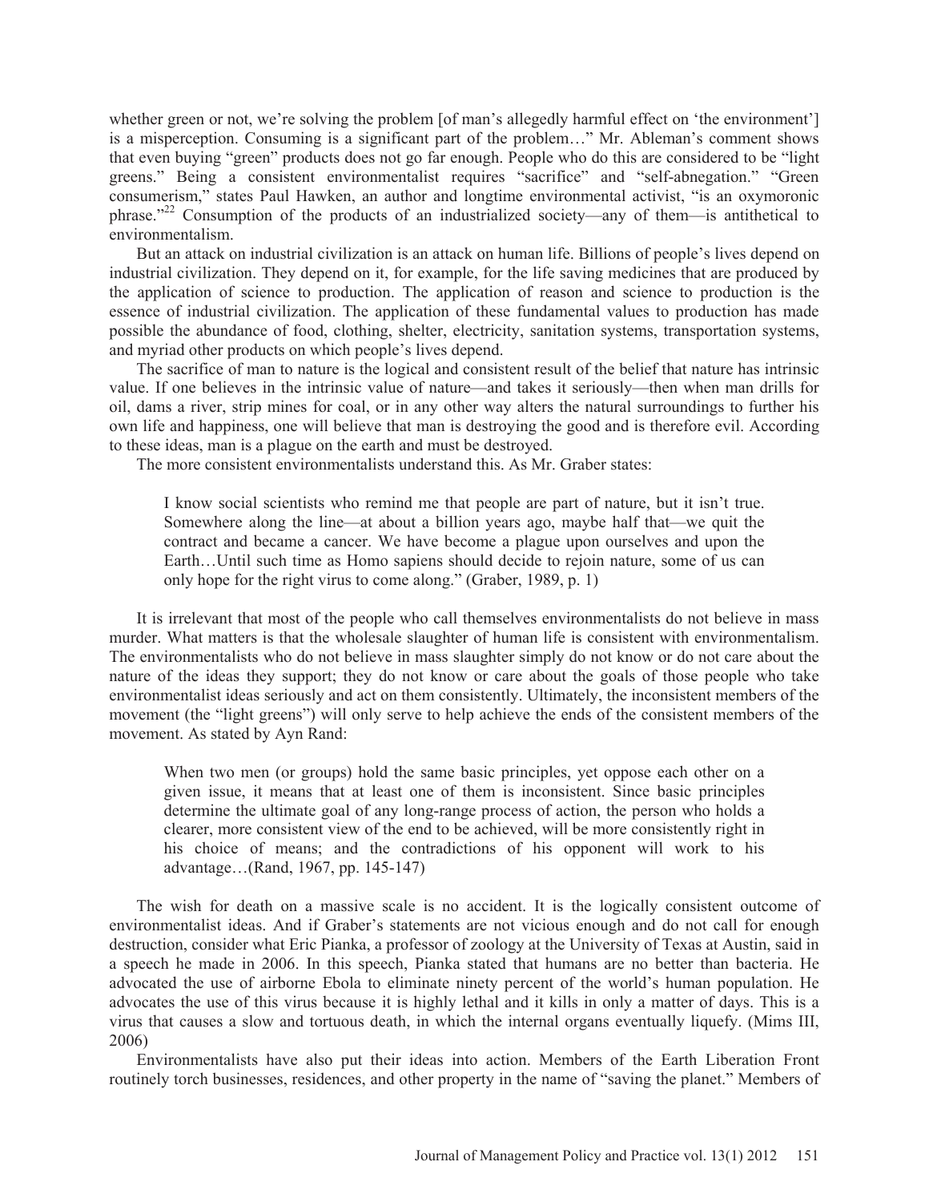whether green or not, we're solving the problem [of man's allegedly harmful effect on 'the environment'] is a misperception. Consuming is a significant part of the problem…" Mr. Ableman's comment shows that even buying "green" products does not go far enough. People who do this are considered to be "light greens." Being a consistent environmentalist requires "sacrifice" and "self-abnegation." "Green consumerism," states Paul Hawken, an author and longtime environmental activist, "is an oxymoronic phrase."[22] Consumption of the products of an industrialized society—any of them—is antithetical to environmentalism.

But an attack on industrial civilization is an attack on human life. Billions of people's lives depend on industrial civilization. They depend on it, for example, for the life saving medicines that are produced by the application of science to production. The application of reason and science to production is the essence of industrial civilization. The application of these fundamental values to production has made possible the abundance of food, clothing, shelter, electricity, sanitation systems, transportation systems, and myriad other products on which people's lives depend.

The sacrifice of man to nature is the logical and consistent result of the belief that nature has intrinsic value. If one believes in the intrinsic value of nature—and takes it seriously—then when man drills for oil, dams a river, strip mines for coal, or in any other way alters the natural surroundings to further his own life and happiness, one will believe that man is destroying the good and is therefore evil. According to these ideas, man is a plague on the earth and must be destroyed.

The more consistent environmentalists understand this. As Mr. Graber states:

> I know social scientists who remind me that people are part of nature, but it isn't true. Somewhere along the line—at about a billion years ago, maybe half that—we quit the contract and became a cancer. We have become a plague upon ourselves and upon the Earth…Until such time as Homo sapiens should decide to rejoin nature, some of us can only hope for the right virus to come along." (Graber, 1989, p. 1)

It is irrelevant that most of the people who call themselves environmentalists do not believe in mass murder. What matters is that the wholesale slaughter of human life is consistent with environmentalism. The environmentalists who do not believe in mass slaughter simply do not know or do not care about the nature of the ideas they support; they do not know or care about the goals of those people who take environmentalist ideas seriously and act on them consistently. Ultimately, the inconsistent members of the movement (the "light greens") will only serve to help achieve the ends of the consistent members of the movement. As stated by Ayn Rand:

> When two men (or groups) hold the same basic principles, yet oppose each other on a given issue, it means that at least one of them is inconsistent. Since basic principles determine the ultimate goal of any long-range process of action, the person who holds a clearer, more consistent view of the end to be achieved, will be more consistently right in his choice of means; and the contradictions of his opponent will work to his advantage…(Rand, 1967, pp. 145-147)

The wish for death on a massive scale is no accident. It is the logically consistent outcome of environmentalist ideas. And if Graber's statements are not vicious enough and do not call for enough destruction, consider what Eric Pianka, a professor of zoology at the University of Texas at Austin, said in a speech he made in 2006. In this speech, Pianka stated that humans are no better than bacteria. He advocated the use of airborne Ebola to eliminate ninety percent of the world's human population. He advocates the use of this virus because it is highly lethal and it kills in only a matter of days. This is a virus that causes a slow and tortuous death, in which the internal organs eventually liquefy. (Mims III, 2006)

Environmentalists have also put their ideas into action. Members of the Earth Liberation Front routinely torch businesses, residences, and other property in the name of "saving the planet." Members of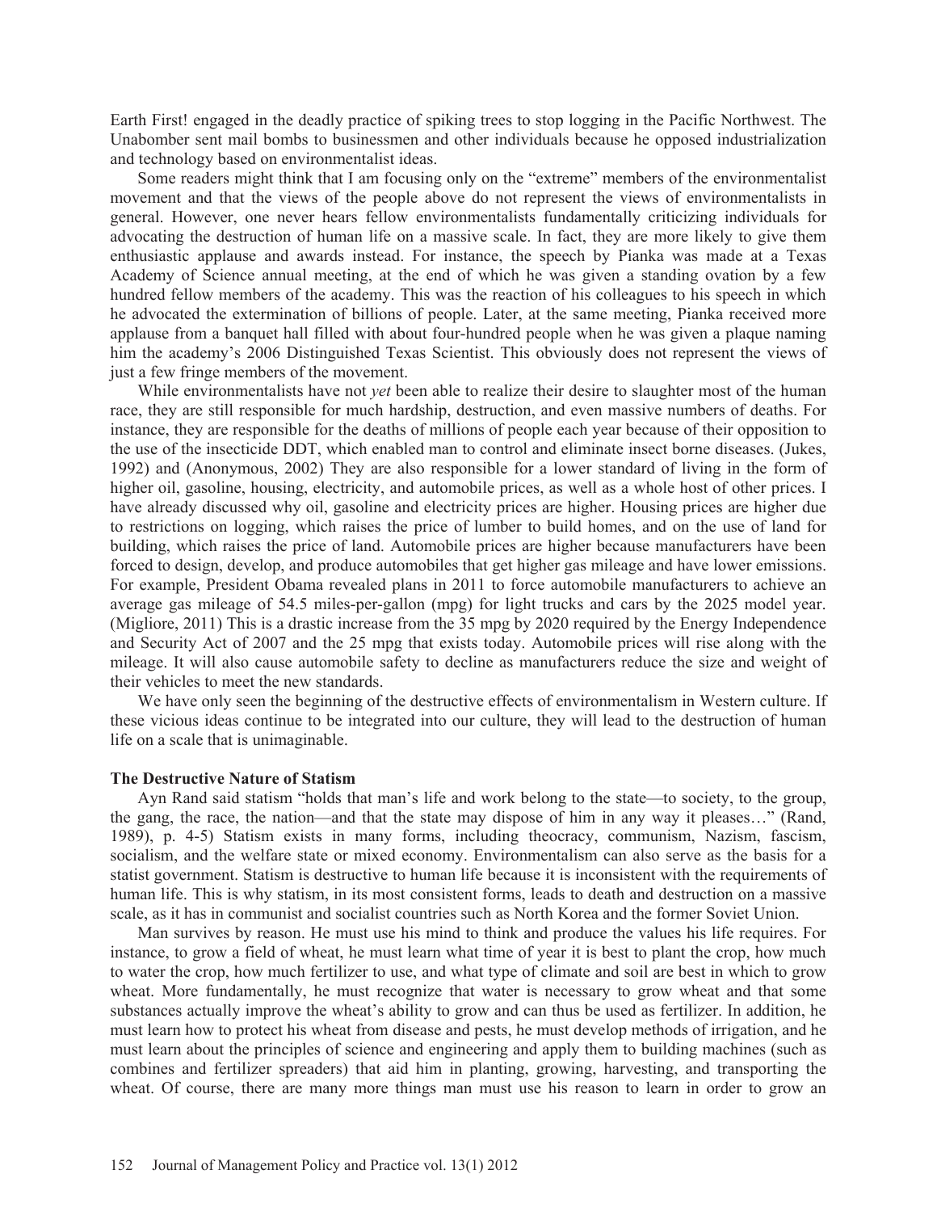Earth First! engaged in the deadly practice of spiking trees to stop logging in the Pacific Northwest. The Unabomber sent mail bombs to businessmen and other individuals because he opposed industrialization and technology based on environmentalist ideas.

Some readers might think that I am focusing only on the "extreme" members of the environmentalist movement and that the views of the people above do not represent the views of environmentalists in general. However, one never hears fellow environmentalists fundamentally criticizing individuals for advocating the destruction of human life on a massive scale. In fact, they are more likely to give them enthusiastic applause and awards instead. For instance, the speech by Pianka was made at a Texas Academy of Science annual meeting, at the end of which he was given a standing ovation by a few hundred fellow members of the academy. This was the reaction of his colleagues to his speech in which he advocated the extermination of billions of people. Later, at the same meeting, Pianka received more applause from a banquet hall filled with about four-hundred people when he was given a plaque naming him the academy's 2006 Distinguished Texas Scientist. This obviously does not represent the views of just a few fringe members of the movement.

While environmentalists have not *yet* been able to realize their desire to slaughter most of the human race, they are still responsible for much hardship, destruction, and even massive numbers of deaths. For instance, they are responsible for the deaths of millions of people each year because of their opposition to the use of the insecticide DDT, which enabled man to control and eliminate insect borne diseases. (Jukes, 1992) and (Anonymous, 2002) They are also responsible for a lower standard of living in the form of higher oil, gasoline, housing, electricity, and automobile prices, as well as a whole host of other prices. I have already discussed why oil, gasoline and electricity prices are higher. Housing prices are higher due to restrictions on logging, which raises the price of lumber to build homes, and on the use of land for building, which raises the price of land. Automobile prices are higher because manufacturers have been forced to design, develop, and produce automobiles that get higher gas mileage and have lower emissions. For example, President Obama revealed plans in 2011 to force automobile manufacturers to achieve an average gas mileage of 54.5 miles-per-gallon (mpg) for light trucks and cars by the 2025 model year. (Migliore, 2011) This is a drastic increase from the 35 mpg by 2020 required by the Energy Independence and Security Act of 2007 and the 25 mpg that exists today. Automobile prices will rise along with the mileage. It will also cause automobile safety to decline as manufacturers reduce the size and weight of their vehicles to meet the new standards.

We have only seen the beginning of the destructive effects of environmentalism in Western culture. If these vicious ideas continue to be integrated into our culture, they will lead to the destruction of human life on a scale that is unimaginable.

### The Destructive Nature of Statism

Ayn Rand said statism "holds that man's life and work belong to the state—to society, to the group, the gang, the race, the nation—and that the state may dispose of him in any way it pleases…" (Rand, 1989), p. 4-5) Statism exists in many forms, including theocracy, communism, Nazism, fascism, socialism, and the welfare state or mixed economy. Environmentalism can also serve as the basis for a statist government. Statism is destructive to human life because it is inconsistent with the requirements of human life. This is why statism, in its most consistent forms, leads to death and destruction on a massive scale, as it has in communist and socialist countries such as North Korea and the former Soviet Union.

Man survives by reason. He must use his mind to think and produce the values his life requires. For instance, to grow a field of wheat, he must learn what time of year it is best to plant the crop, how much to water the crop, how much fertilizer to use, and what type of climate and soil are best in which to grow wheat. More fundamentally, he must recognize that water is necessary to grow wheat and that some substances actually improve the wheat's ability to grow and can thus be used as fertilizer. In addition, he must learn how to protect his wheat from disease and pests, he must develop methods of irrigation, and he must learn about the principles of science and engineering and apply them to building machines (such as combines and fertilizer spreaders) that aid him in planting, growing, harvesting, and transporting the wheat. Of course, there are many more things man must use his reason to learn in order to grow an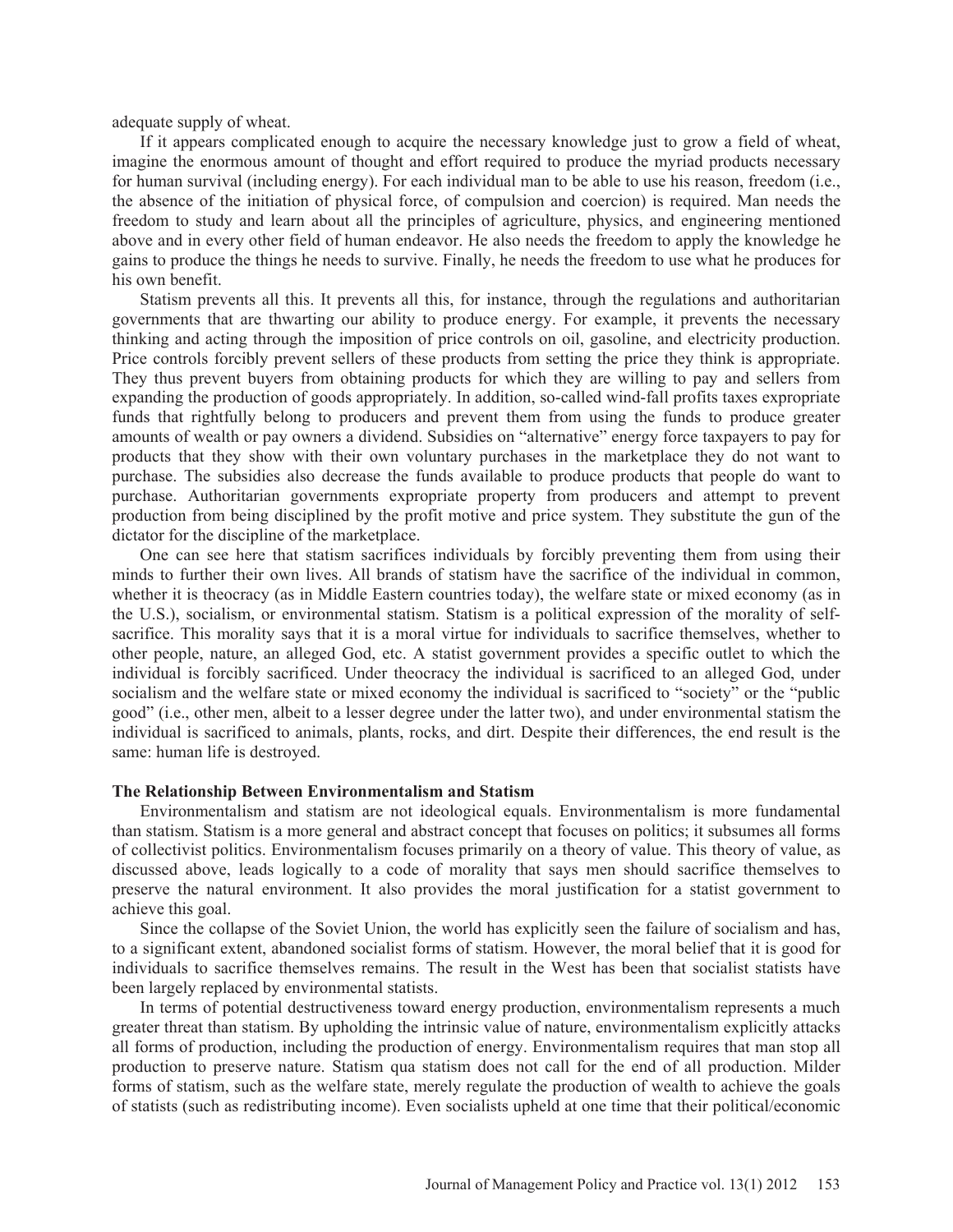adequate supply of wheat.

If it appears complicated enough to acquire the necessary knowledge just to grow a field of wheat, imagine the enormous amount of thought and effort required to produce the myriad products necessary for human survival (including energy). For each individual man to be able to use his reason, freedom (i.e., the absence of the initiation of physical force, of compulsion and coercion) is required. Man needs the freedom to study and learn about all the principles of agriculture, physics, and engineering mentioned above and in every other field of human endeavor. He also needs the freedom to apply the knowledge he gains to produce the things he needs to survive. Finally, he needs the freedom to use what he produces for his own benefit.

Statism prevents all this. It prevents all this, for instance, through the regulations and authoritarian governments that are thwarting our ability to produce energy. For example, it prevents the necessary thinking and acting through the imposition of price controls on oil, gasoline, and electricity production. Price controls forcibly prevent sellers of these products from setting the price they think is appropriate. They thus prevent buyers from obtaining products for which they are willing to pay and sellers from expanding the production of goods appropriately. In addition, so-called wind-fall profits taxes expropriate funds that rightfully belong to producers and prevent them from using the funds to produce greater amounts of wealth or pay owners a dividend. Subsidies on "alternative" energy force taxpayers to pay for products that they show with their own voluntary purchases in the marketplace they do not want to purchase. The subsidies also decrease the funds available to produce products that people do want to purchase. Authoritarian governments expropriate property from producers and attempt to prevent production from being disciplined by the profit motive and price system. They substitute the gun of the dictator for the discipline of the marketplace.

One can see here that statism sacrifices individuals by forcibly preventing them from using their minds to further their own lives. All brands of statism have the sacrifice of the individual in common, whether it is theocracy (as in Middle Eastern countries today), the welfare state or mixed economy (as in the U.S.), socialism, or environmental statism. Statism is a political expression of the morality of self-sacrifice. This morality says that it is a moral virtue for individuals to sacrifice themselves, whether to other people, nature, an alleged God, etc. A statist government provides a specific outlet to which the individual is forcibly sacrificed. Under theocracy the individual is sacrificed to an alleged God, under socialism and the welfare state or mixed economy the individual is sacrificed to "society" or the "public good" (i.e., other men, albeit to a lesser degree under the latter two), and under environmental statism the individual is sacrificed to animals, plants, rocks, and dirt. Despite their differences, the end result is the same: human life is destroyed.

**The Relationship Between Environmentalism and Statism**

Environmentalism and statism are not ideological equals. Environmentalism is more fundamental than statism. Statism is a more general and abstract concept that focuses on politics; it subsumes all forms of collectivist politics. Environmentalism focuses primarily on a theory of value. This theory of value, as discussed above, leads logically to a code of morality that says men should sacrifice themselves to preserve the natural environment. It also provides the moral justification for a statist government to achieve this goal.

Since the collapse of the Soviet Union, the world has explicitly seen the failure of socialism and has, to a significant extent, abandoned socialist forms of statism. However, the moral belief that it is good for individuals to sacrifice themselves remains. The result in the West has been that socialist statists have been largely replaced by environmental statists.

In terms of potential destructiveness toward energy production, environmentalism represents a much greater threat than statism. By upholding the intrinsic value of nature, environmentalism explicitly attacks all forms of production, including the production of energy. Environmentalism requires that man stop all production to preserve nature. Statism qua statism does not call for the end of all production. Milder forms of statism, such as the welfare state, merely regulate the production of wealth to achieve the goals of statists (such as redistributing income). Even socialists upheld at one time that their political/economic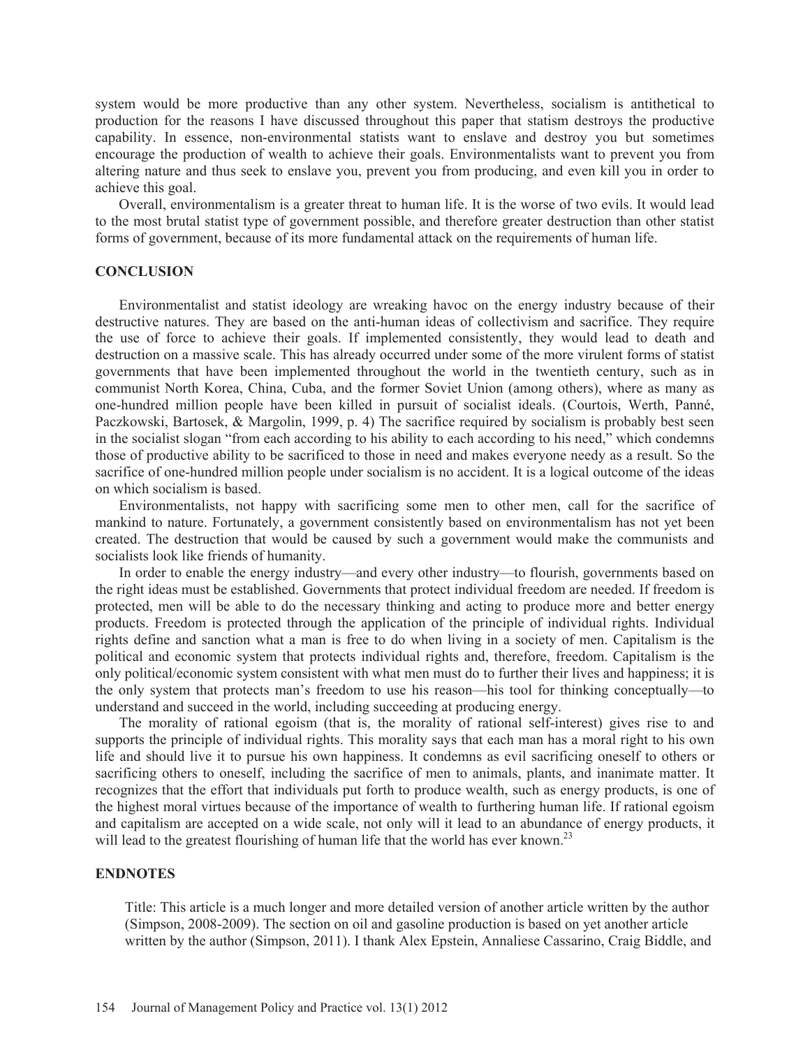system would be more productive than any other system. Nevertheless, socialism is antithetical to production for the reasons I have discussed throughout this paper that statism destroys the productive capability. In essence, non-environmental statists want to enslave and destroy you but sometimes encourage the production of wealth to achieve their goals. Environmentalists want to prevent you from altering nature and thus seek to enslave you, prevent you from producing, and even kill you in order to achieve this goal.

Overall, environmentalism is a greater threat to human life. It is the worse of two evils. It would lead to the most brutal statist type of government possible, and therefore greater destruction than other statist forms of government, because of its more fundamental attack on the requirements of human life.

## CONCLUSION

Environmentalist and statist ideology are wreaking havoc on the energy industry because of their destructive natures. They are based on the anti-human ideas of collectivism and sacrifice. They require the use of force to achieve their goals. If implemented consistently, they would lead to death and destruction on a massive scale. This has already occurred under some of the more virulent forms of statist governments that have been implemented throughout the world in the twentieth century, such as in communist North Korea, China, Cuba, and the former Soviet Union (among others), where as many as one-hundred million people have been killed in pursuit of socialist ideals. (Courtois, Werth, Panné, Paczkowski, Bartosek, & Margolin, 1999, p. 4) The sacrifice required by socialism is probably best seen in the socialist slogan "from each according to his ability to each according to his need," which condemns those of productive ability to be sacrificed to those in need and makes everyone needy as a result. So the sacrifice of one-hundred million people under socialism is no accident. It is a logical outcome of the ideas on which socialism is based.

Environmentalists, not happy with sacrificing some men to other men, call for the sacrifice of mankind to nature. Fortunately, a government consistently based on environmentalism has not yet been created. The destruction that would be caused by such a government would make the communists and socialists look like friends of humanity.

In order to enable the energy industry—and every other industry—to flourish, governments based on the right ideas must be established. Governments that protect individual freedom are needed. If freedom is protected, men will be able to do the necessary thinking and acting to produce more and better energy products. Freedom is protected through the application of the principle of individual rights. Individual rights define and sanction what a man is free to do when living in a society of men. Capitalism is the political and economic system that protects individual rights and, therefore, freedom. Capitalism is the only political/economic system consistent with what men must do to further their lives and happiness; it is the only system that protects man's freedom to use his reason—his tool for thinking conceptually—to understand and succeed in the world, including succeeding at producing energy.

The morality of rational egoism (that is, the morality of rational self-interest) gives rise to and supports the principle of individual rights. This morality says that each man has a moral right to his own life and should live it to pursue his own happiness. It condemns as evil sacrificing oneself to others or sacrificing others to oneself, including the sacrifice of men to animals, plants, and inanimate matter. It recognizes that the effort that individuals put forth to produce wealth, such as energy products, is one of the highest moral virtues because of the importance of wealth to furthering human life. If rational egoism and capitalism are accepted on a wide scale, not only will it lead to an abundance of energy products, it will lead to the greatest flourishing of human life that the world has ever known.[23]

## ENDNOTES

Title: This article is a much longer and more detailed version of another article written by the author (Simpson, 2008-2009). The section on oil and gasoline production is based on yet another article written by the author (Simpson, 2011). I thank Alex Epstein, Annaliese Cassarino, Craig Biddle, and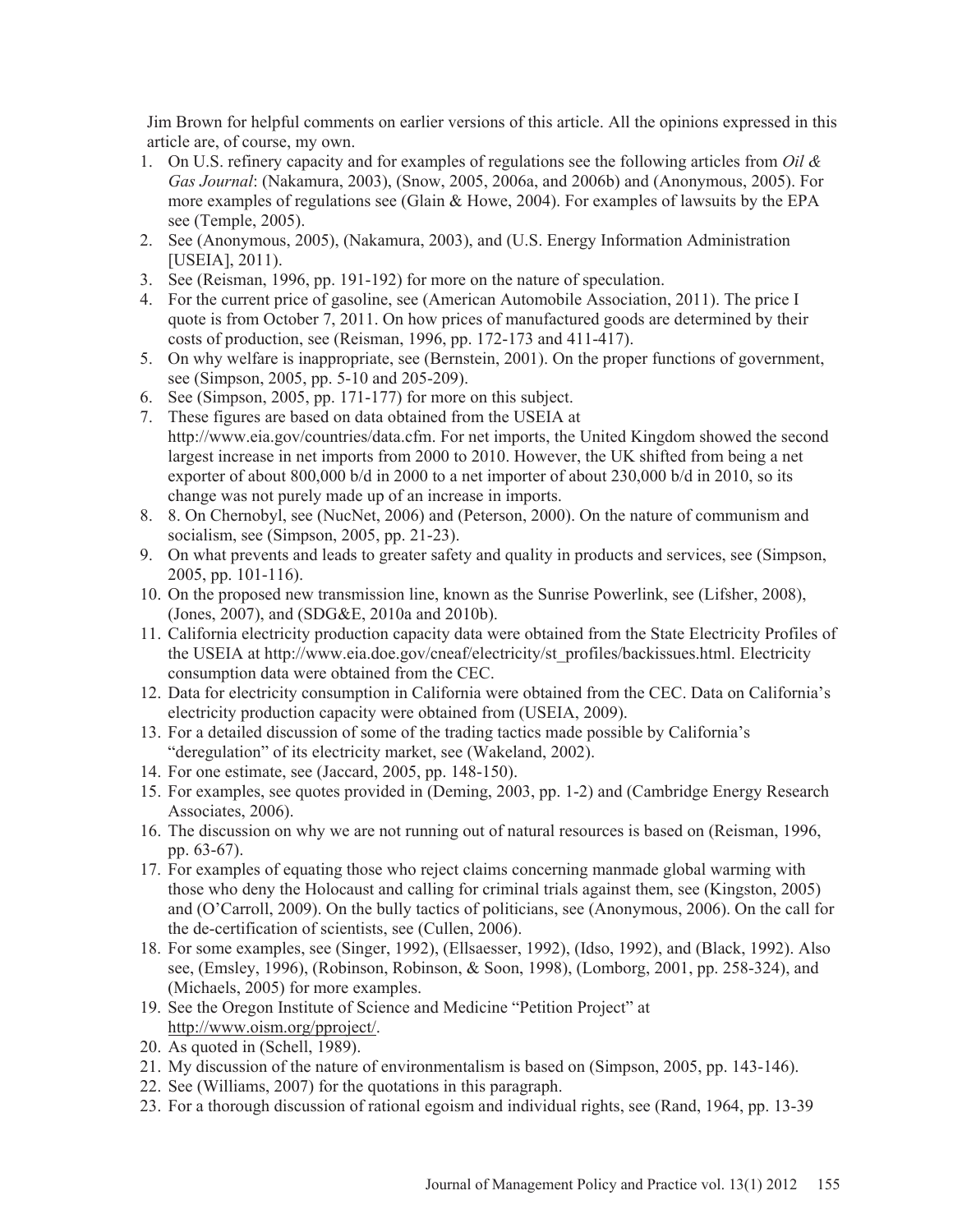Jim Brown for helpful comments on earlier versions of this article. All the opinions expressed in this article are, of course, my own.

1. On U.S. refinery capacity and for examples of regulations see the following articles from *Oil & Gas Journal*: (Nakamura, 2003), (Snow, 2005, 2006a, and 2006b) and (Anonymous, 2005). For more examples of regulations see (Glain & Howe, 2004). For examples of lawsuits by the EPA see (Temple, 2005).
2. See (Anonymous, 2005), (Nakamura, 2003), and (U.S. Energy Information Administration [USEIA], 2011).
3. See (Reisman, 1996, pp. 191-192) for more on the nature of speculation.
4. For the current price of gasoline, see (American Automobile Association, 2011). The price I quote is from October 7, 2011. On how prices of manufactured goods are determined by their costs of production, see (Reisman, 1996, pp. 172-173 and 411-417).
5. On why welfare is inappropriate, see (Bernstein, 2001). On the proper functions of government, see (Simpson, 2005, pp. 5-10 and 205-209).
6. See (Simpson, 2005, pp. 171-177) for more on this subject.
7. These figures are based on data obtained from the USEIA at http://www.eia.gov/countries/data.cfm. For net imports, the United Kingdom showed the second largest increase in net imports from 2000 to 2010. However, the UK shifted from being a net exporter of about 800,000 b/d in 2000 to a net importer of about 230,000 b/d in 2010, so its change was not purely made up of an increase in imports.
8. 8. On Chernobyl, see (NucNet, 2006) and (Peterson, 2000). On the nature of communism and socialism, see (Simpson, 2005, pp. 21-23).
9. On what prevents and leads to greater safety and quality in products and services, see (Simpson, 2005, pp. 101-116).
10. On the proposed new transmission line, known as the Sunrise Powerlink, see (Lifsher, 2008), (Jones, 2007), and (SDG&E, 2010a and 2010b).
11. California electricity production capacity data were obtained from the State Electricity Profiles of the USEIA at http://www.eia.doe.gov/cneaf/electricity/st_profiles/backissues.html. Electricity consumption data were obtained from the CEC.
12. Data for electricity consumption in California were obtained from the CEC. Data on California's electricity production capacity were obtained from (USEIA, 2009).
13. For a detailed discussion of some of the trading tactics made possible by California's "deregulation" of its electricity market, see (Wakeland, 2002).
14. For one estimate, see (Jaccard, 2005, pp. 148-150).
15. For examples, see quotes provided in (Deming, 2003, pp. 1-2) and (Cambridge Energy Research Associates, 2006).
16. The discussion on why we are not running out of natural resources is based on (Reisman, 1996, pp. 63-67).
17. For examples of equating those who reject claims concerning manmade global warming with those who deny the Holocaust and calling for criminal trials against them, see (Kingston, 2005) and (O'Carroll, 2009). On the bully tactics of politicians, see (Anonymous, 2006). On the call for the de-certification of scientists, see (Cullen, 2006).
18. For some examples, see (Singer, 1992), (Ellsaesser, 1992), (Idso, 1992), and (Black, 1992). Also see, (Emsley, 1996), (Robinson, Robinson, & Soon, 1998), (Lomborg, 2001, pp. 258-324), and (Michaels, 2005) for more examples.
19. See the Oregon Institute of Science and Medicine "Petition Project" at http://www.oism.org/pproject/.
20. As quoted in (Schell, 1989).
21. My discussion of the nature of environmentalism is based on (Simpson, 2005, pp. 143-146).
22. See (Williams, 2007) for the quotations in this paragraph.
23. For a thorough discussion of rational egoism and individual rights, see (Rand, 1964, pp. 13-39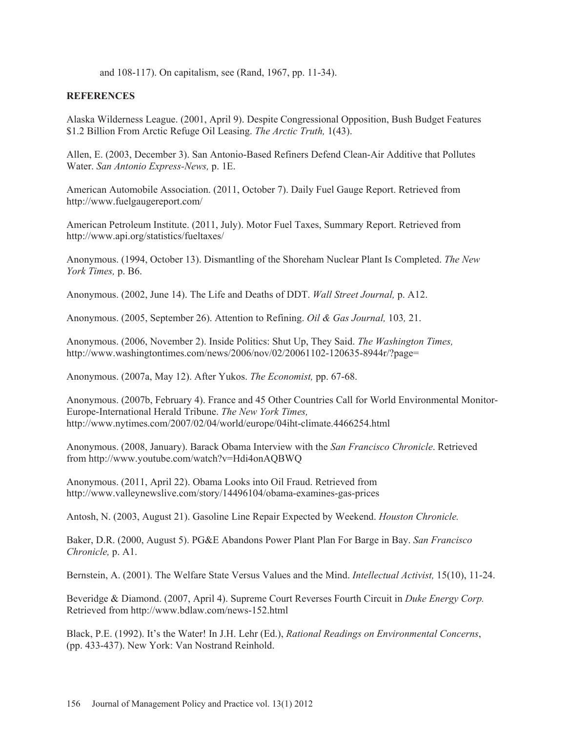and 108-117). On capitalism, see (Rand, 1967, pp. 11-34).

**REFERENCES**

Alaska Wilderness League. (2001, April 9). Despite Congressional Opposition, Bush Budget Features $1.2 Billion From Arctic Refuge Oil Leasing. *The Arctic Truth,* 1(43).

Allen, E. (2003, December 3). San Antonio-Based Refiners Defend Clean-Air Additive that Pollutes Water. *San Antonio Express-News,* p. 1E.

American Automobile Association. (2011, October 7). Daily Fuel Gauge Report. Retrieved from http://www.fuelgaugereport.com/

American Petroleum Institute. (2011, July). Motor Fuel Taxes, Summary Report. Retrieved from http://www.api.org/statistics/fueltaxes/

Anonymous. (1994, October 13). Dismantling of the Shoreham Nuclear Plant Is Completed. *The New York Times,* p. B6.

Anonymous. (2002, June 14). The Life and Deaths of DDT. *Wall Street Journal,* p. A12.

Anonymous. (2005, September 26). Attention to Refining. *Oil & Gas Journal,* 103*,* 21.

Anonymous. (2006, November 2). Inside Politics: Shut Up, They Said. *The Washington Times,* http://www.washingtontimes.com/news/2006/nov/02/20061102-120635-8944r/?page=

Anonymous. (2007a, May 12). After Yukos. *The Economist,* pp. 67-68.

Anonymous. (2007b, February 4). France and 45 Other Countries Call for World Environmental Monitor-Europe-International Herald Tribune. *The New York Times,* http://www.nytimes.com/2007/02/04/world/europe/04iht-climate.4466254.html

Anonymous. (2008, January). Barack Obama Interview with the *San Francisco Chronicle*. Retrieved from http://www.youtube.com/watch?v=Hdi4onAQBWQ

Anonymous. (2011, April 22). Obama Looks into Oil Fraud. Retrieved from http://www.valleynewslive.com/story/14496104/obama-examines-gas-prices

Antosh, N. (2003, August 21). Gasoline Line Repair Expected by Weekend. *Houston Chronicle.*

Baker, D.R. (2000, August 5). PG&E Abandons Power Plant Plan For Barge in Bay. *San Francisco Chronicle,* p. A1.

Bernstein, A. (2001). The Welfare State Versus Values and the Mind. *Intellectual Activist,* 15(10), 11-24.

Beveridge & Diamond. (2007, April 4). Supreme Court Reverses Fourth Circuit in *Duke Energy Corp.* Retrieved from http://www.bdlaw.com/news-152.html

Black, P.E. (1992). It's the Water! In J.H. Lehr (Ed.), *Rational Readings on Environmental Concerns*, (pp. 433-437). New York: Van Nostrand Reinhold.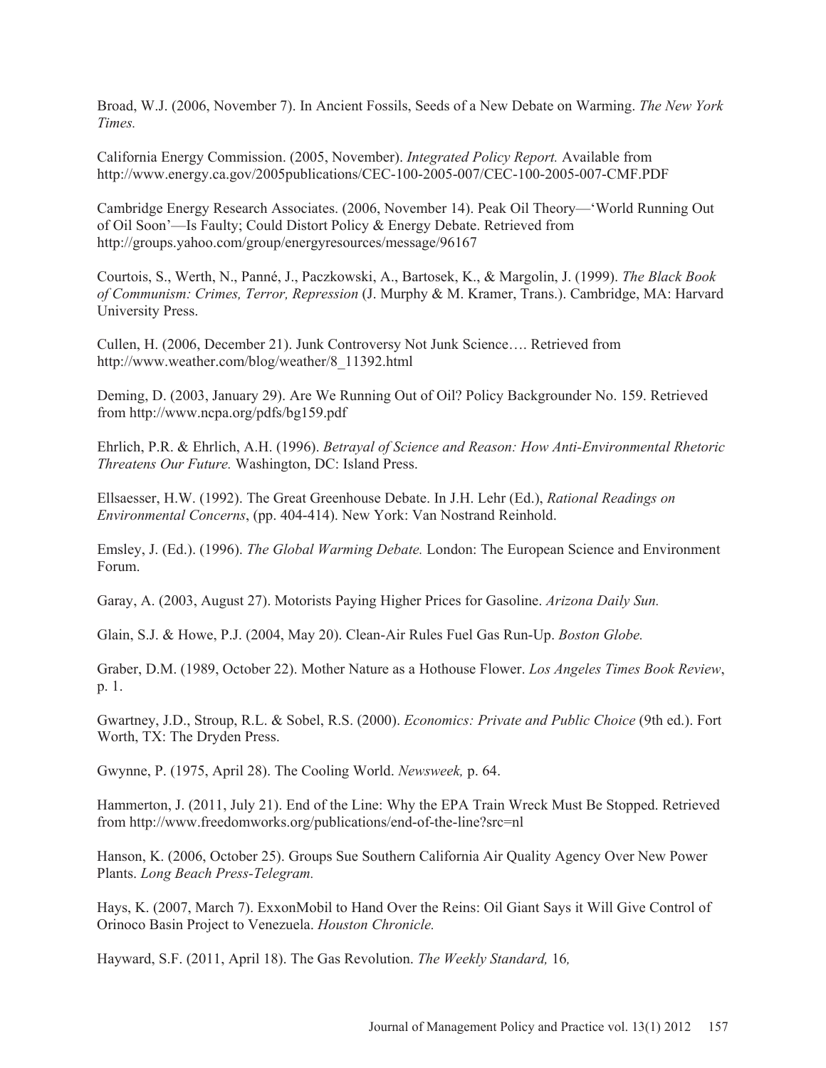Broad, W.J. (2006, November 7). In Ancient Fossils, Seeds of a New Debate on Warming. *The New York Times.*

California Energy Commission. (2005, November). *Integrated Policy Report.* Available from http://www.energy.ca.gov/2005publications/CEC-100-2005-007/CEC-100-2005-007-CMF.PDF

Cambridge Energy Research Associates. (2006, November 14). Peak Oil Theory—'World Running Out of Oil Soon'—Is Faulty; Could Distort Policy & Energy Debate. Retrieved from http://groups.yahoo.com/group/energyresources/message/96167

Courtois, S., Werth, N., Panné, J., Paczkowski, A., Bartosek, K., & Margolin, J. (1999). *The Black Book of Communism: Crimes, Terror, Repression* (J. Murphy & M. Kramer, Trans.). Cambridge, MA: Harvard University Press.

Cullen, H. (2006, December 21). Junk Controversy Not Junk Science…. Retrieved from http://www.weather.com/blog/weather/8_11392.html

Deming, D. (2003, January 29). Are We Running Out of Oil? Policy Backgrounder No. 159. Retrieved from http://www.ncpa.org/pdfs/bg159.pdf

Ehrlich, P.R. & Ehrlich, A.H. (1996). *Betrayal of Science and Reason: How Anti-Environmental Rhetoric Threatens Our Future.* Washington, DC: Island Press.

Ellsaesser, H.W. (1992). The Great Greenhouse Debate. In J.H. Lehr (Ed.), *Rational Readings on Environmental Concerns*, (pp. 404-414). New York: Van Nostrand Reinhold.

Emsley, J. (Ed.). (1996). *The Global Warming Debate.* London: The European Science and Environment Forum.

Garay, A. (2003, August 27). Motorists Paying Higher Prices for Gasoline. *Arizona Daily Sun.*

Glain, S.J. & Howe, P.J. (2004, May 20). Clean-Air Rules Fuel Gas Run-Up. *Boston Globe.*

Graber, D.M. (1989, October 22). Mother Nature as a Hothouse Flower. *Los Angeles Times Book Review*, p. 1.

Gwartney, J.D., Stroup, R.L. & Sobel, R.S. (2000). *Economics: Private and Public Choice* (9th ed.). Fort Worth, TX: The Dryden Press.

Gwynne, P. (1975, April 28). The Cooling World. *Newsweek,* p. 64.

Hammerton, J. (2011, July 21). End of the Line: Why the EPA Train Wreck Must Be Stopped. Retrieved from http://www.freedomworks.org/publications/end-of-the-line?src=nl

Hanson, K. (2006, October 25). Groups Sue Southern California Air Quality Agency Over New Power Plants. *Long Beach Press-Telegram.*

Hays, K. (2007, March 7). ExxonMobil to Hand Over the Reins: Oil Giant Says it Will Give Control of Orinoco Basin Project to Venezuela. *Houston Chronicle.*

Hayward, S.F. (2011, April 18). The Gas Revolution. *The Weekly Standard,* 16*,*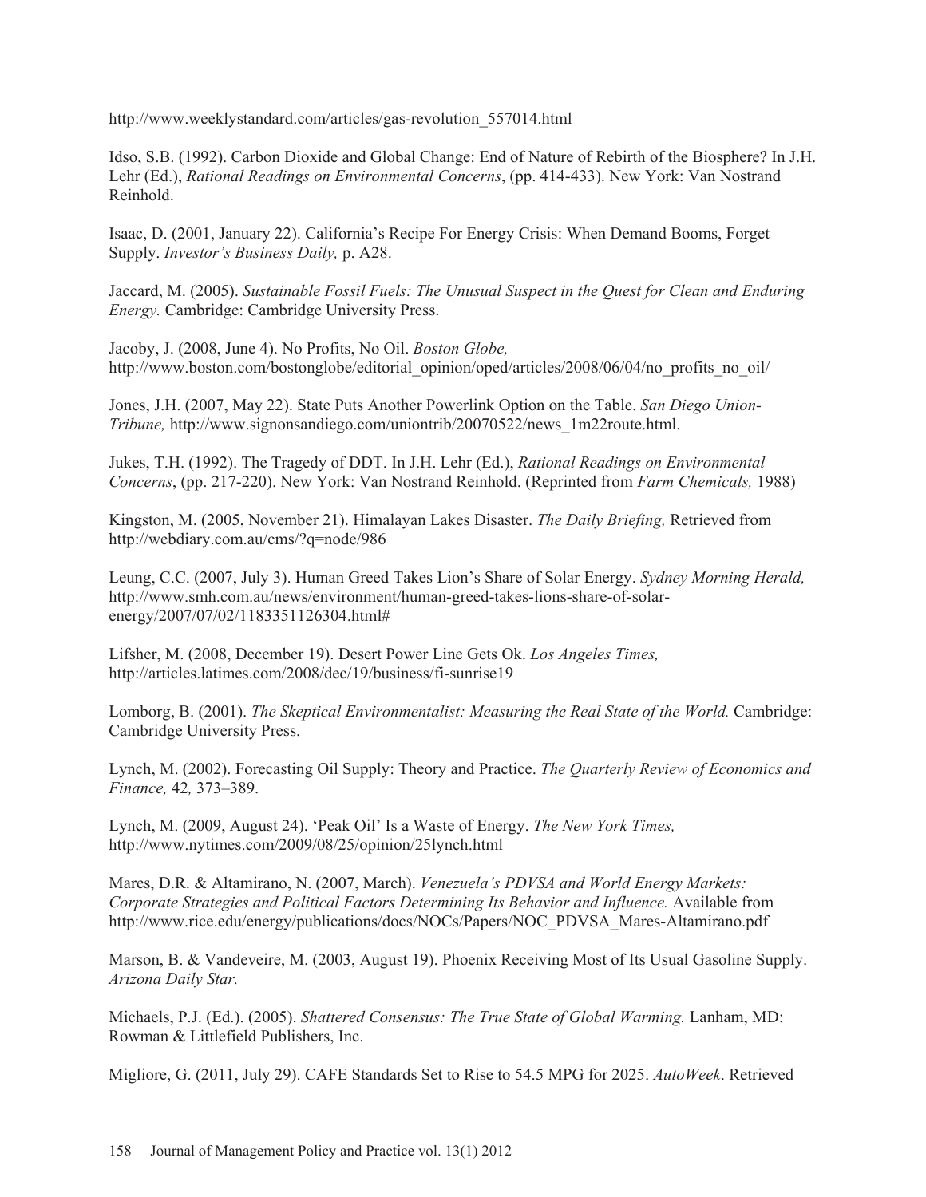http://www.weeklystandard.com/articles/gas-revolution_557014.html

Idso, S.B. (1992). Carbon Dioxide and Global Change: End of Nature of Rebirth of the Biosphere? In J.H. Lehr (Ed.), *Rational Readings on Environmental Concerns*, (pp. 414-433). New York: Van Nostrand Reinhold.

Isaac, D. (2001, January 22). California's Recipe For Energy Crisis: When Demand Booms, Forget Supply. *Investor's Business Daily,* p. A28.

Jaccard, M. (2005). *Sustainable Fossil Fuels: The Unusual Suspect in the Quest for Clean and Enduring Energy.* Cambridge: Cambridge University Press.

Jacoby, J. (2008, June 4). No Profits, No Oil. *Boston Globe,* http://www.boston.com/bostonglobe/editorial_opinion/oped/articles/2008/06/04/no_profits_no_oil/

Jones, J.H. (2007, May 22). State Puts Another Powerlink Option on the Table. *San Diego Union-Tribune,* http://www.signonsandiego.com/uniontrib/20070522/news_1m22route.html.

Jukes, T.H. (1992). The Tragedy of DDT. In J.H. Lehr (Ed.), *Rational Readings on Environmental Concerns*, (pp. 217-220). New York: Van Nostrand Reinhold. (Reprinted from *Farm Chemicals,* 1988)

Kingston, M. (2005, November 21). Himalayan Lakes Disaster. *The Daily Briefing,* Retrieved from http://webdiary.com.au/cms/?q=node/986

Leung, C.C. (2007, July 3). Human Greed Takes Lion's Share of Solar Energy. *Sydney Morning Herald,* http://www.smh.com.au/news/environment/human-greed-takes-lions-share-of-solar-energy/2007/07/02/1183351126304.html#

Lifsher, M. (2008, December 19). Desert Power Line Gets Ok. *Los Angeles Times,* http://articles.latimes.com/2008/dec/19/business/fi-sunrise19

Lomborg, B. (2001). *The Skeptical Environmentalist: Measuring the Real State of the World.* Cambridge: Cambridge University Press.

Lynch, M. (2002). Forecasting Oil Supply: Theory and Practice. *The Quarterly Review of Economics and Finance,* 42*,* 373–389.

Lynch, M. (2009, August 24). 'Peak Oil' Is a Waste of Energy. *The New York Times,* http://www.nytimes.com/2009/08/25/opinion/25lynch.html

Mares, D.R. & Altamirano, N. (2007, March). *Venezuela's PDVSA and World Energy Markets: Corporate Strategies and Political Factors Determining Its Behavior and Influence.* Available from http://www.rice.edu/energy/publications/docs/NOCs/Papers/NOC_PDVSA_Mares-Altamirano.pdf

Marson, B. & Vandeveire, M. (2003, August 19). Phoenix Receiving Most of Its Usual Gasoline Supply. *Arizona Daily Star.*

Michaels, P.J. (Ed.). (2005). *Shattered Consensus: The True State of Global Warming.* Lanham, MD: Rowman & Littlefield Publishers, Inc.

Migliore, G. (2011, July 29). CAFE Standards Set to Rise to 54.5 MPG for 2025. *AutoWeek*. Retrieved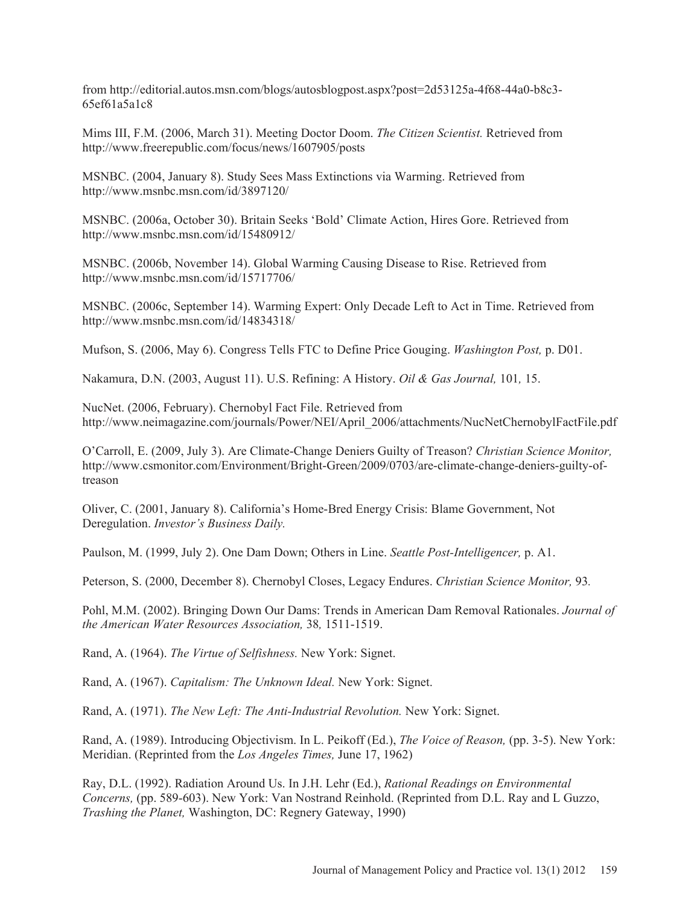from http://editorial.autos.msn.com/blogs/autosblogpost.aspx?post=2d53125a-4f68-44a0-b8c3-65ef61a5a1c8

Mims III, F.M. (2006, March 31). Meeting Doctor Doom. *The Citizen Scientist.* Retrieved from http://www.freerepublic.com/focus/news/1607905/posts

MSNBC. (2004, January 8). Study Sees Mass Extinctions via Warming. Retrieved from http://www.msnbc.msn.com/id/3897120/

MSNBC. (2006a, October 30). Britain Seeks 'Bold' Climate Action, Hires Gore. Retrieved from http://www.msnbc.msn.com/id/15480912/

MSNBC. (2006b, November 14). Global Warming Causing Disease to Rise. Retrieved from http://www.msnbc.msn.com/id/15717706/

MSNBC. (2006c, September 14). Warming Expert: Only Decade Left to Act in Time. Retrieved from http://www.msnbc.msn.com/id/14834318/

Mufson, S. (2006, May 6). Congress Tells FTC to Define Price Gouging. *Washington Post,* p. D01.

Nakamura, D.N. (2003, August 11). U.S. Refining: A History. *Oil & Gas Journal,* 101*,* 15.

NucNet. (2006, February). Chernobyl Fact File. Retrieved from http://www.neimagazine.com/journals/Power/NEI/April_2006/attachments/NucNetChernobylFactFile.pdf

O'Carroll, E. (2009, July 3). Are Climate-Change Deniers Guilty of Treason? *Christian Science Monitor,* http://www.csmonitor.com/Environment/Bright-Green/2009/0703/are-climate-change-deniers-guilty-of-treason

Oliver, C. (2001, January 8). California's Home-Bred Energy Crisis: Blame Government, Not Deregulation. *Investor's Business Daily.*

Paulson, M. (1999, July 2). One Dam Down; Others in Line. *Seattle Post-Intelligencer,* p. A1.

Peterson, S. (2000, December 8). Chernobyl Closes, Legacy Endures. *Christian Science Monitor,* 93*.*

Pohl, M.M. (2002). Bringing Down Our Dams: Trends in American Dam Removal Rationales. *Journal of the American Water Resources Association,* 38*,* 1511-1519.

Rand, A. (1964). *The Virtue of Selfishness.* New York: Signet.

Rand, A. (1967). *Capitalism: The Unknown Ideal.* New York: Signet.

Rand, A. (1971). *The New Left: The Anti-Industrial Revolution.* New York: Signet.

Rand, A. (1989). Introducing Objectivism. In L. Peikoff (Ed.), *The Voice of Reason,* (pp. 3-5). New York: Meridian. (Reprinted from the *Los Angeles Times,* June 17, 1962)

Ray, D.L. (1992). Radiation Around Us. In J.H. Lehr (Ed.), *Rational Readings on Environmental Concerns,* (pp. 589-603). New York: Van Nostrand Reinhold. (Reprinted from D.L. Ray and L Guzzo, *Trashing the Planet,* Washington, DC: Regnery Gateway, 1990)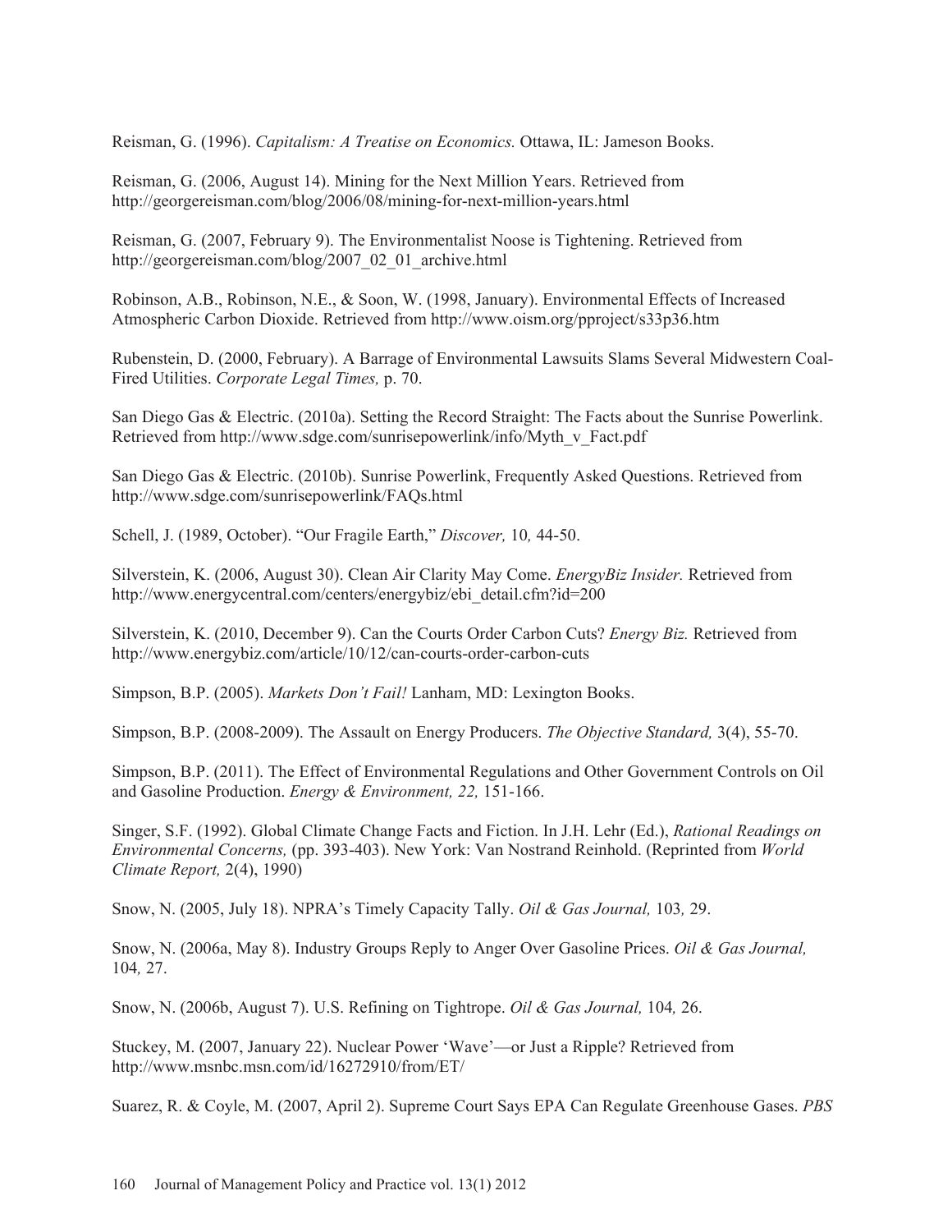Reisman, G. (1996). *Capitalism: A Treatise on Economics.* Ottawa, IL: Jameson Books.

Reisman, G. (2006, August 14). Mining for the Next Million Years. Retrieved from http://georgereisman.com/blog/2006/08/mining-for-next-million-years.html

Reisman, G. (2007, February 9). The Environmentalist Noose is Tightening. Retrieved from http://georgereisman.com/blog/2007_02_01_archive.html

Robinson, A.B., Robinson, N.E., & Soon, W. (1998, January). Environmental Effects of Increased Atmospheric Carbon Dioxide. Retrieved from http://www.oism.org/pproject/s33p36.htm

Rubenstein, D. (2000, February). A Barrage of Environmental Lawsuits Slams Several Midwestern Coal-Fired Utilities. *Corporate Legal Times,* p. 70.

San Diego Gas & Electric. (2010a). Setting the Record Straight: The Facts about the Sunrise Powerlink. Retrieved from http://www.sdge.com/sunrisepowerlink/info/Myth_v_Fact.pdf

San Diego Gas & Electric. (2010b). Sunrise Powerlink, Frequently Asked Questions. Retrieved from http://www.sdge.com/sunrisepowerlink/FAQs.html

Schell, J. (1989, October). "Our Fragile Earth," *Discover,* 10*,* 44-50.

Silverstein, K. (2006, August 30). Clean Air Clarity May Come. *EnergyBiz Insider.* Retrieved from http://www.energycentral.com/centers/energybiz/ebi_detail.cfm?id=200

Silverstein, K. (2010, December 9). Can the Courts Order Carbon Cuts? *Energy Biz.* Retrieved from http://www.energybiz.com/article/10/12/can-courts-order-carbon-cuts

Simpson, B.P. (2005). *Markets Don't Fail!* Lanham, MD: Lexington Books.

Simpson, B.P. (2008-2009). The Assault on Energy Producers. *The Objective Standard,* 3(4), 55-70.

Simpson, B.P. (2011). The Effect of Environmental Regulations and Other Government Controls on Oil and Gasoline Production. *Energy & Environment, 22,* 151-166.

Singer, S.F. (1992). Global Climate Change Facts and Fiction. In J.H. Lehr (Ed.), *Rational Readings on Environmental Concerns,* (pp. 393-403). New York: Van Nostrand Reinhold. (Reprinted from *World Climate Report,* 2(4), 1990)

Snow, N. (2005, July 18). NPRA's Timely Capacity Tally. *Oil & Gas Journal,* 103*,* 29.

Snow, N. (2006a, May 8). Industry Groups Reply to Anger Over Gasoline Prices. *Oil & Gas Journal,* 104*,* 27.

Snow, N. (2006b, August 7). U.S. Refining on Tightrope. *Oil & Gas Journal,* 104*,* 26.

Stuckey, M. (2007, January 22). Nuclear Power 'Wave'—or Just a Ripple? Retrieved from http://www.msnbc.msn.com/id/16272910/from/ET/

Suarez, R. & Coyle, M. (2007, April 2). Supreme Court Says EPA Can Regulate Greenhouse Gases. *PBS*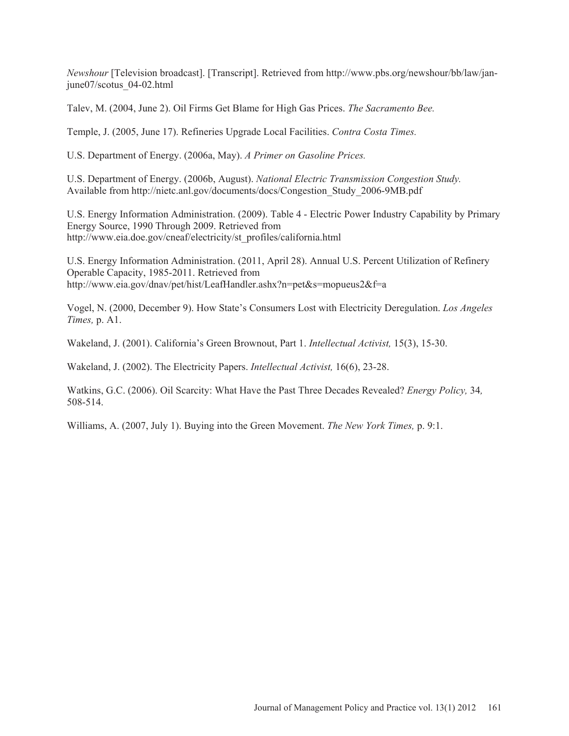*Newshour* [Television broadcast]. [Transcript]. Retrieved from http://www.pbs.org/newshour/bb/law/jan-june07/scotus_04-02.html

Talev, M. (2004, June 2). Oil Firms Get Blame for High Gas Prices. *The Sacramento Bee.*

Temple, J. (2005, June 17). Refineries Upgrade Local Facilities. *Contra Costa Times.*

U.S. Department of Energy. (2006a, May). *A Primer on Gasoline Prices.*

U.S. Department of Energy. (2006b, August). *National Electric Transmission Congestion Study.* Available from http://nietc.anl.gov/documents/docs/Congestion_Study_2006-9MB.pdf

U.S. Energy Information Administration. (2009). Table 4 - Electric Power Industry Capability by Primary Energy Source, 1990 Through 2009. Retrieved from http://www.eia.doe.gov/cneaf/electricity/st_profiles/california.html

U.S. Energy Information Administration. (2011, April 28). Annual U.S. Percent Utilization of Refinery Operable Capacity, 1985-2011. Retrieved from http://www.eia.gov/dnav/pet/hist/LeafHandler.ashx?n=pet&s=mopueus2&f=a

Vogel, N. (2000, December 9). How State's Consumers Lost with Electricity Deregulation. *Los Angeles Times,* p. A1.

Wakeland, J. (2001). California's Green Brownout, Part 1. *Intellectual Activist,* 15(3), 15-30.

Wakeland, J. (2002). The Electricity Papers. *Intellectual Activist,* 16(6), 23-28.

Watkins, G.C. (2006). Oil Scarcity: What Have the Past Three Decades Revealed? *Energy Policy,* 34*,* 508-514.

Williams, A. (2007, July 1). Buying into the Green Movement. *The New York Times,* p. 9:1.